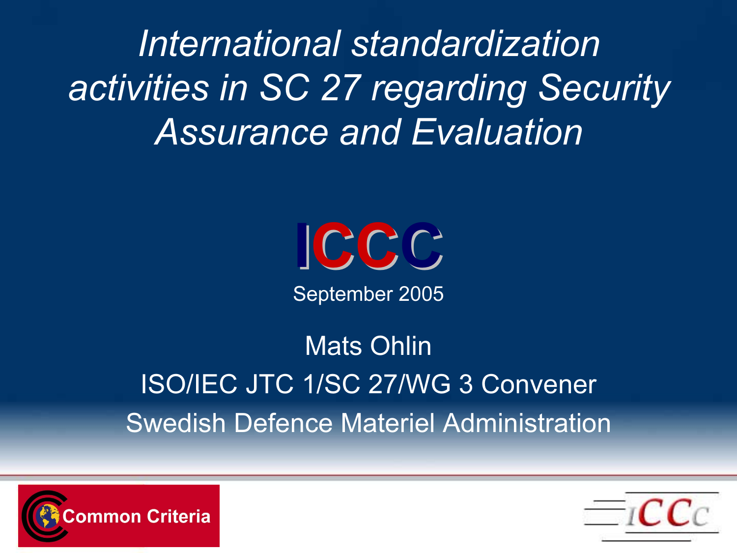# *International standardization activities in SC 27 regarding Security Assurance and Evaluation*

ICCC

September 2005

Mats Ohlin

ISO/IEC JTC 1/SC 27/WG 3 Convener

Swedish Defence Materiel Administration

Common Criteria

ICCC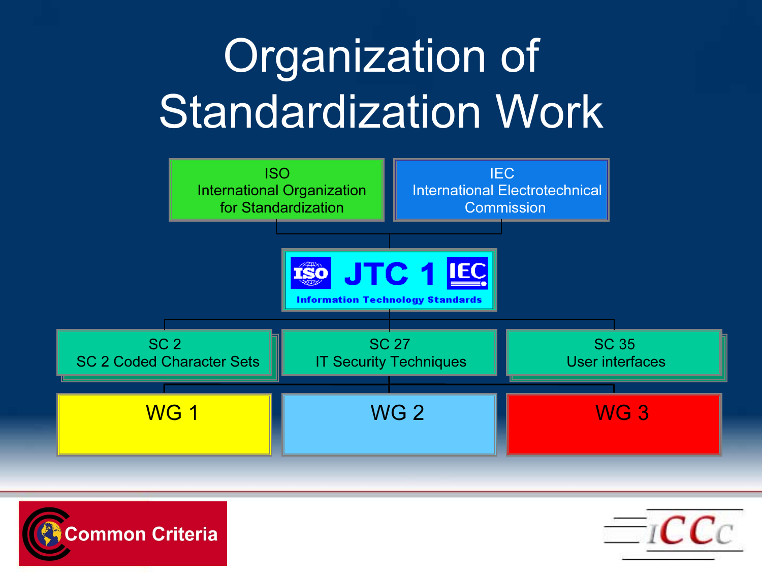# Organization of Standardization Work

ISO
International Organization for Standardization

IEC
International Electrotechnical Commission

ISO JTC 1 IEC
Information Technology Standards

SC 2
SC 2 Coded Character Sets

SC 27
IT Security Techniques

SC 35
User interfaces

WG 1

WG 2

WG 3

Common Criteria

ICCC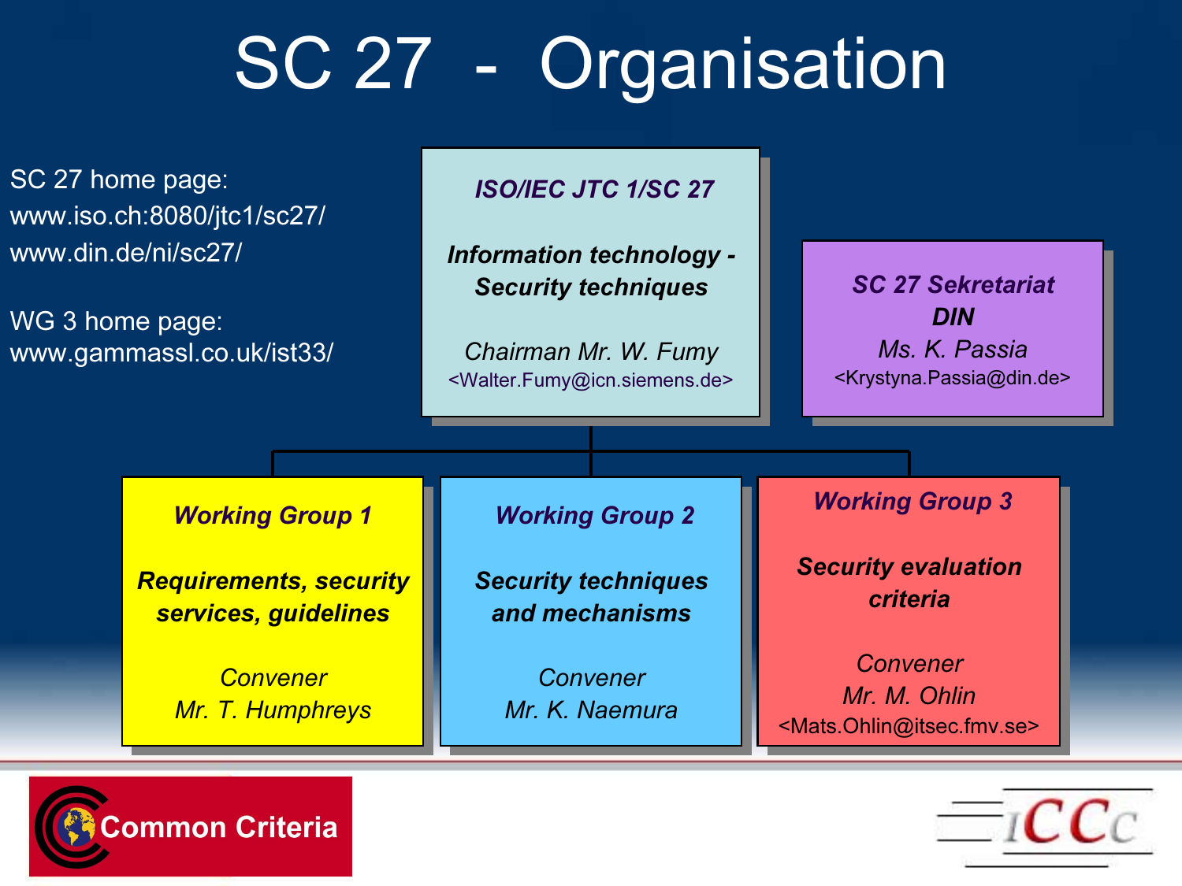# SC 27 - Organisation

SC 27 home page:
www.iso.ch:8080/jtc1/sc27/
www.din.de/ni/sc27/

WG 3 home page:
www.gammassl.co.uk/ist33/

***ISO/IEC JTC 1/SC 27***

***Information technology - Security techniques***

*Chairman Mr. W. Fumy*
<Walter.Fumy@icn.siemens.de>

***SC 27 Sekretariat***
***DIN***
*Ms. K. Passia*
<Krystyna.Passia@din.de>

***Working Group 1***

***Requirements, security services, guidelines***

*Convener*
*Mr. T. Humphreys*

***Working Group 2***

***Security techniques and mechanisms***

*Convener*
*Mr. K. Naemura*

***Working Group 3***

***Security evaluation criteria***

*Convener*
*Mr. M. Ohlin*
<Mats.Ohlin@itsec.fmv.se>

Common Criteria

ICCC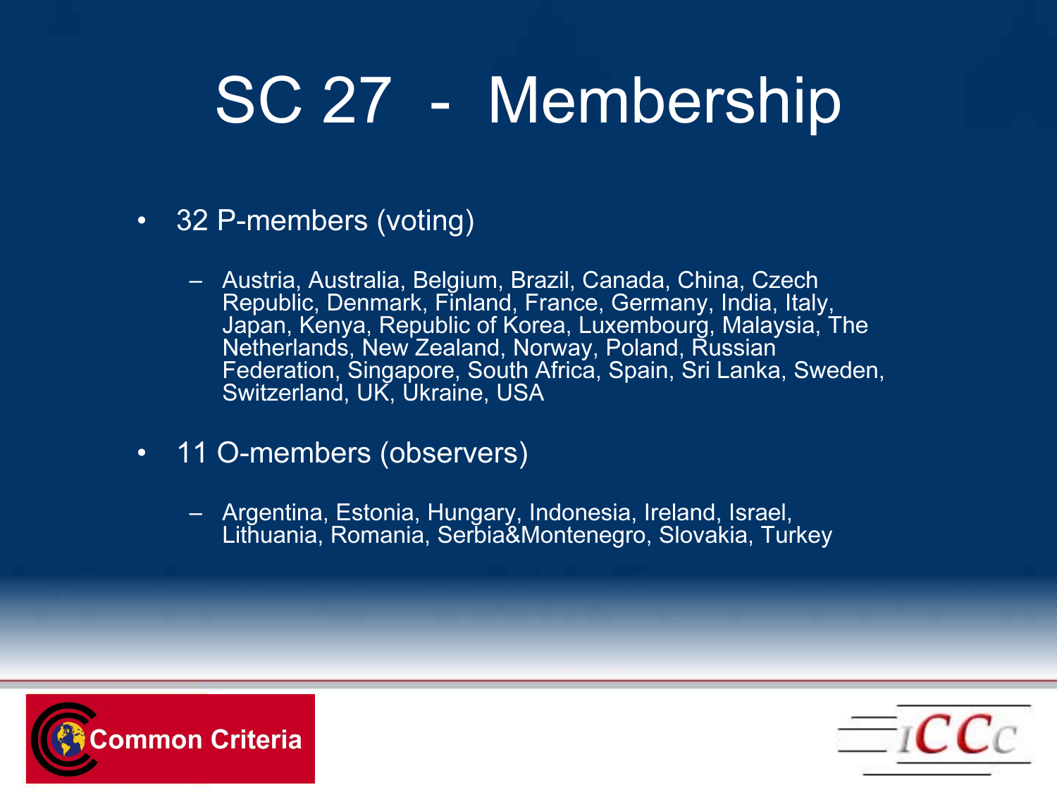# SC 27 - Membership

- 32 P-members (voting)
  - Austria, Australia, Belgium, Brazil, Canada, China, Czech Republic, Denmark, Finland, France, Germany, India, Italy, Japan, Kenya, Republic of Korea, Luxembourg, Malaysia, The Netherlands, New Zealand, Norway, Poland, Russian Federation, Singapore, South Africa, Spain, Sri Lanka, Sweden, Switzerland, UK, Ukraine, USA
- 11 O-members (observers)
  - Argentina, Estonia, Hungary, Indonesia, Ireland, Israel, Lithuania, Romania, Serbia&Montenegro, Slovakia, Turkey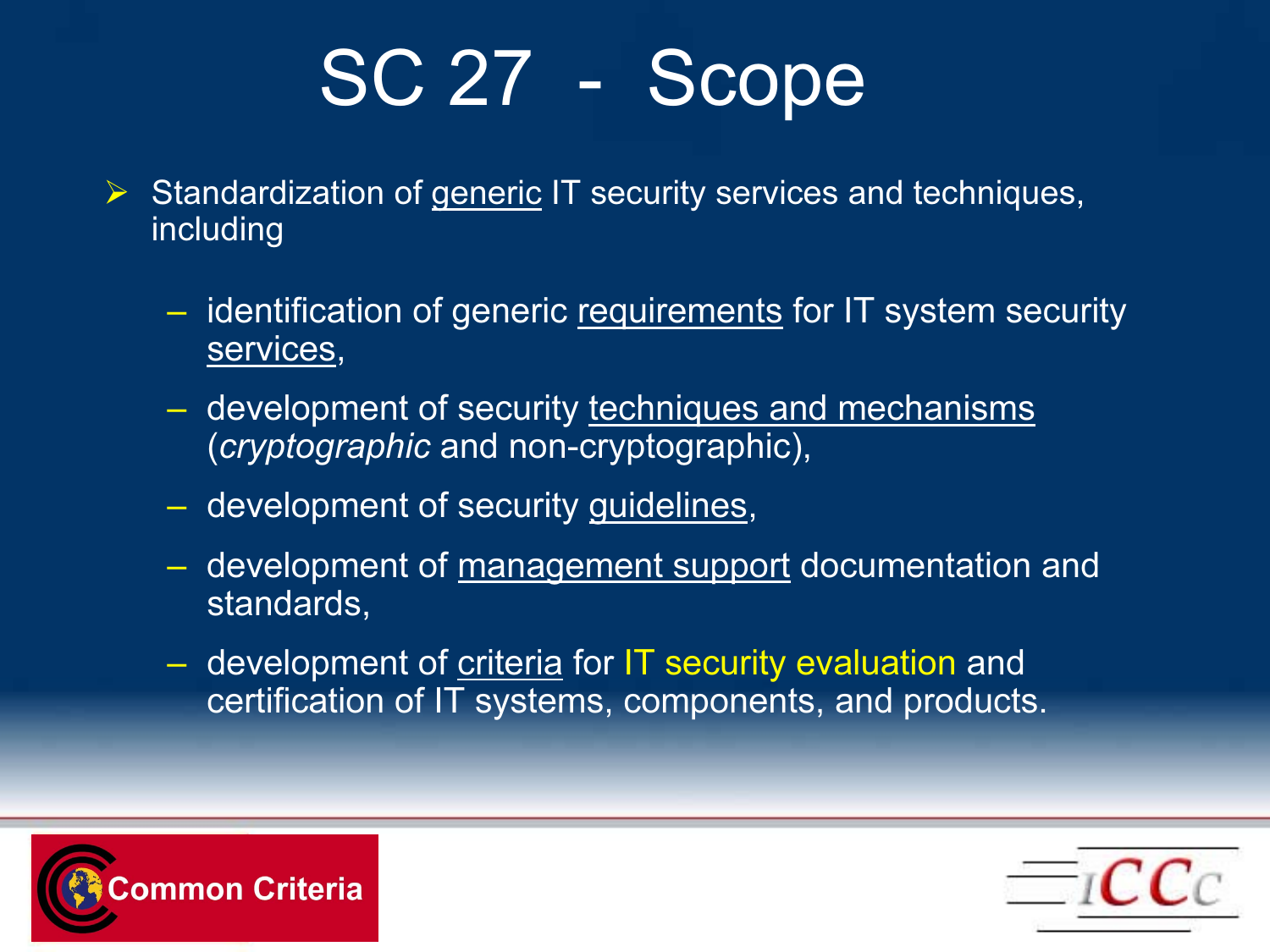# SC 27 - Scope

- Standardization of generic IT security services and techniques, including
  - identification of generic requirements for IT system security services,
  - development of security techniques and mechanisms (*cryptographic* and non-cryptographic),
  - development of security guidelines,
  - development of management support documentation and standards,
  - development of criteria for IT security evaluation and certification of IT systems, components, and products.

Common Criteria

ICCC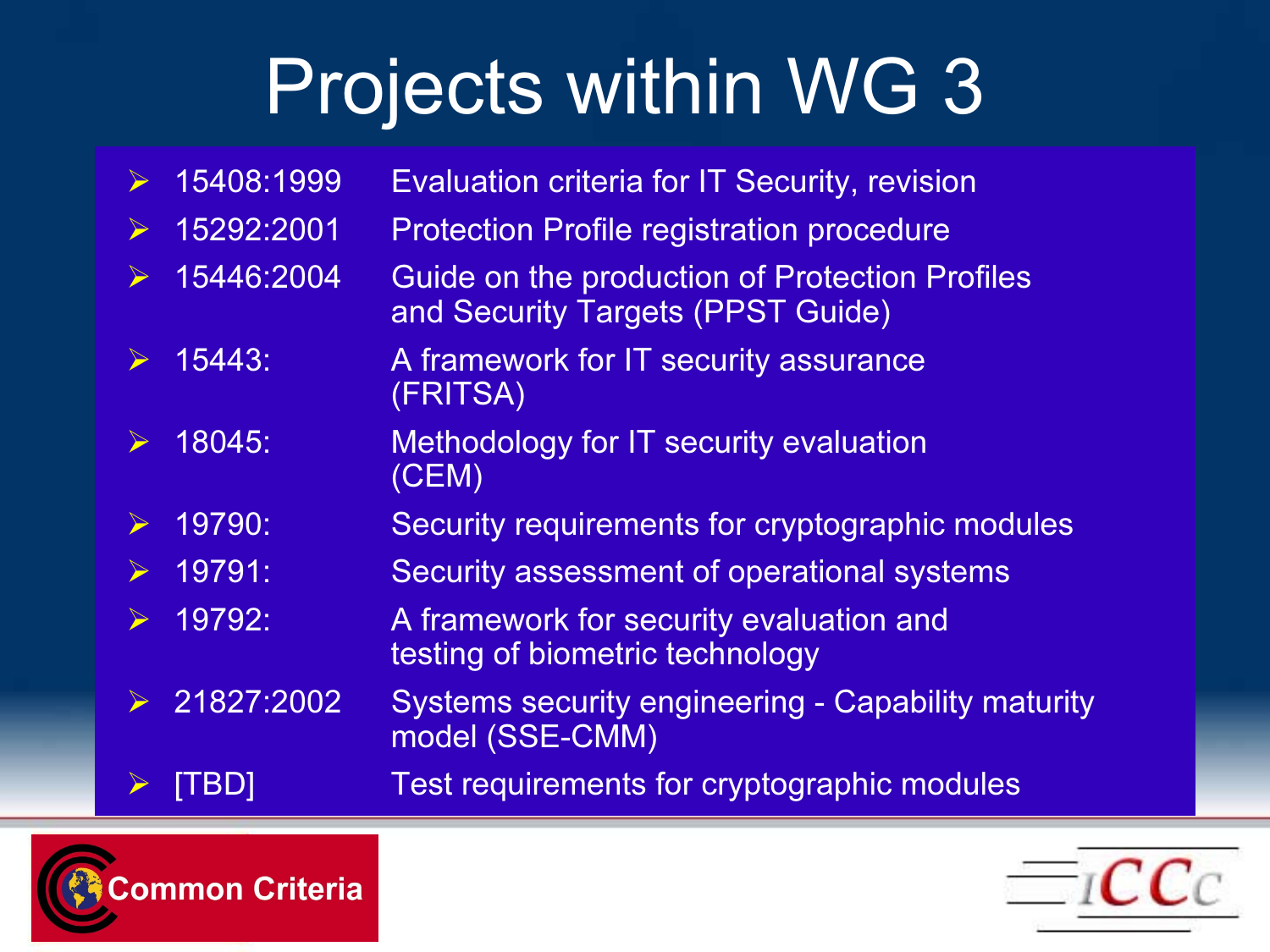# Projects within WG 3

- 15408:1999 Evaluation criteria for IT Security, revision
- 15292:2001 Protection Profile registration procedure
- 15446:2004 Guide on the production of Protection Profiles and Security Targets (PPST Guide)
- 15443: A framework for IT security assurance (FRITSA)
- 18045: Methodology for IT security evaluation (CEM)
- 19790: Security requirements for cryptographic modules
- 19791: Security assessment of operational systems
- 19792: A framework for security evaluation and testing of biometric technology
- 21827:2002 Systems security engineering - Capability maturity model (SSE-CMM)
- [TBD] Test requirements for cryptographic modules

Common Criteria

ICCC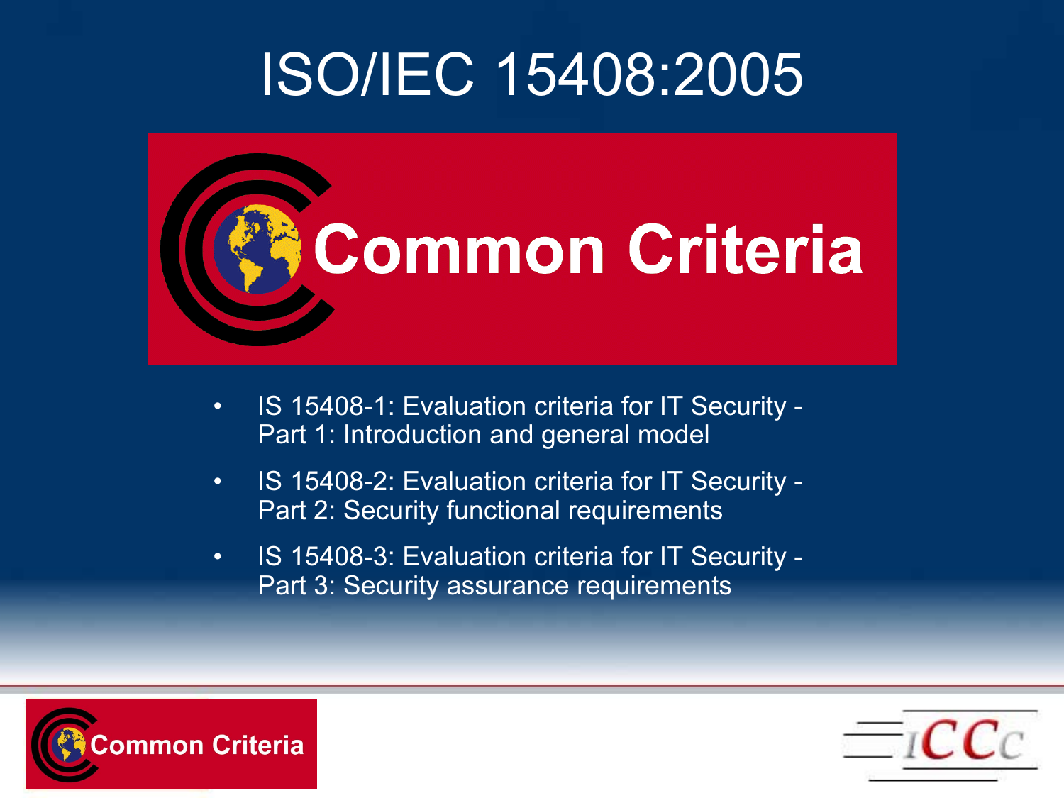# ISO/IEC 15408:2005

Common Criteria

- IS 15408-1: Evaluation criteria for IT Security - Part 1: Introduction and general model
- IS 15408-2: Evaluation criteria for IT Security - Part 2: Security functional requirements
- IS 15408-3: Evaluation criteria for IT Security - Part 3: Security assurance requirements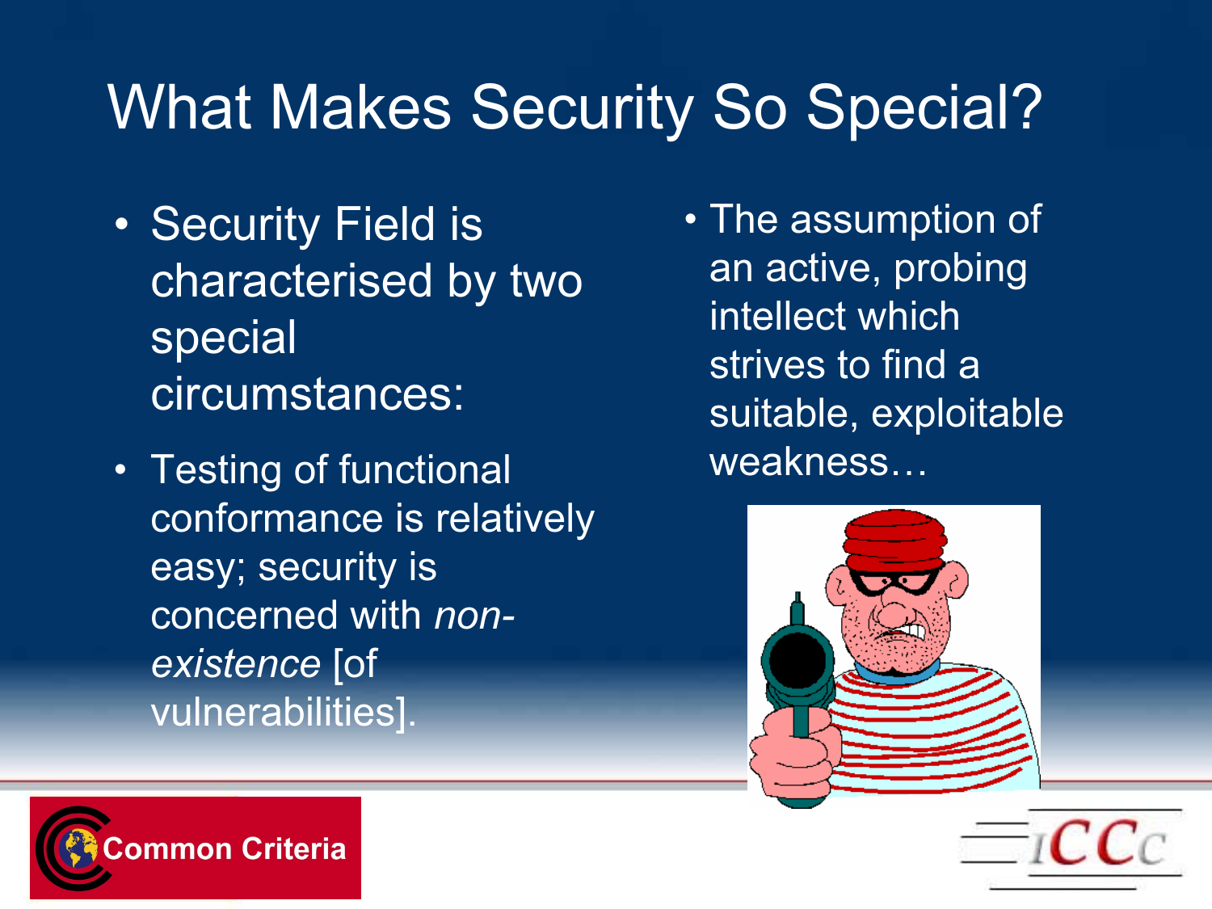# What Makes Security So Special?

- Security Field is characterised by two special circumstances:
- Testing of functional conformance is relatively easy; security is concerned with *non-existence* [of vulnerabilities].
- The assumption of an active, probing intellect which strives to find a suitable, exploitable weakness…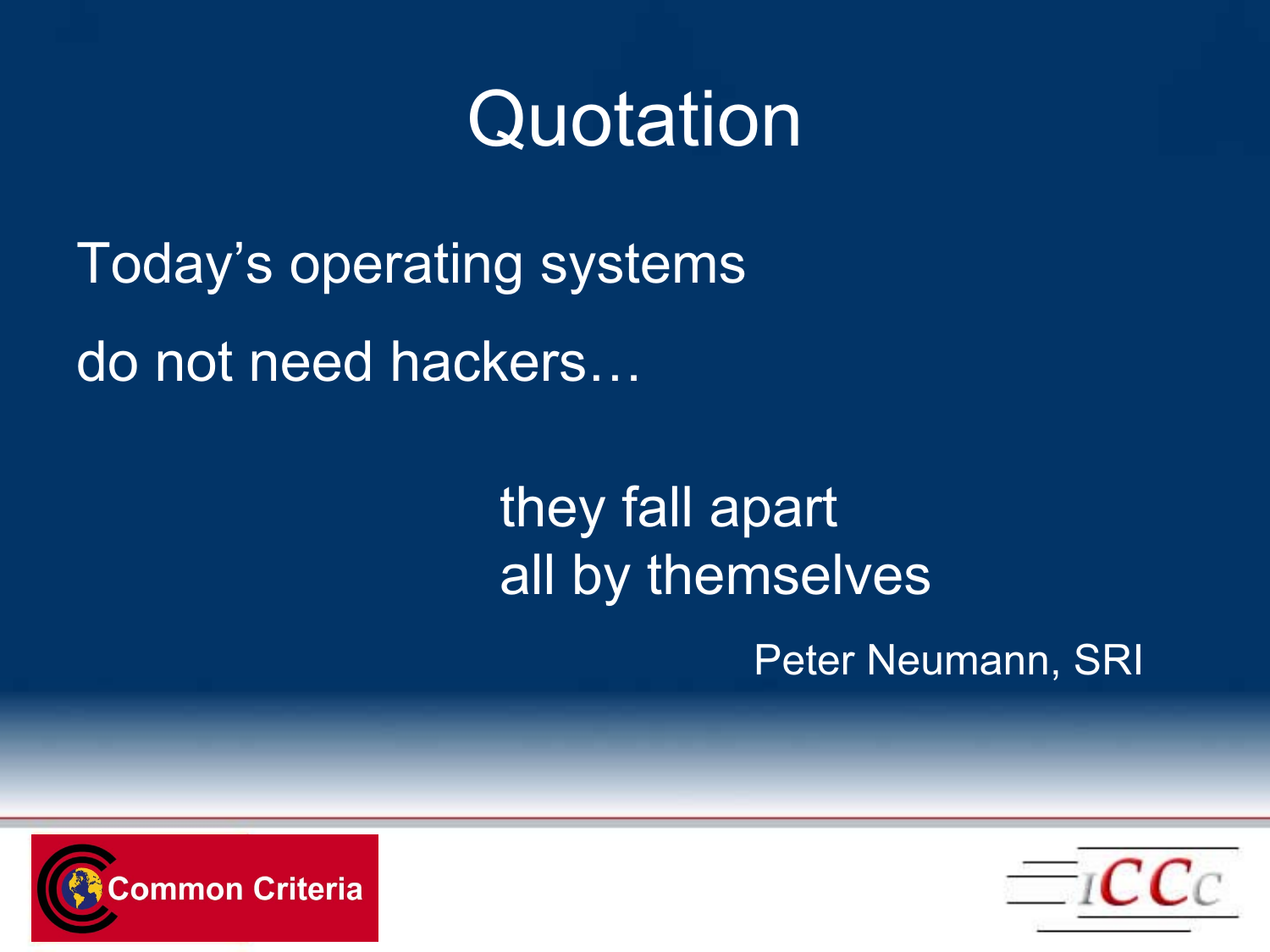# Quotation

Today's operating systems

do not need hackers…

they fall apart
all by themselves

Peter Neumann, SRI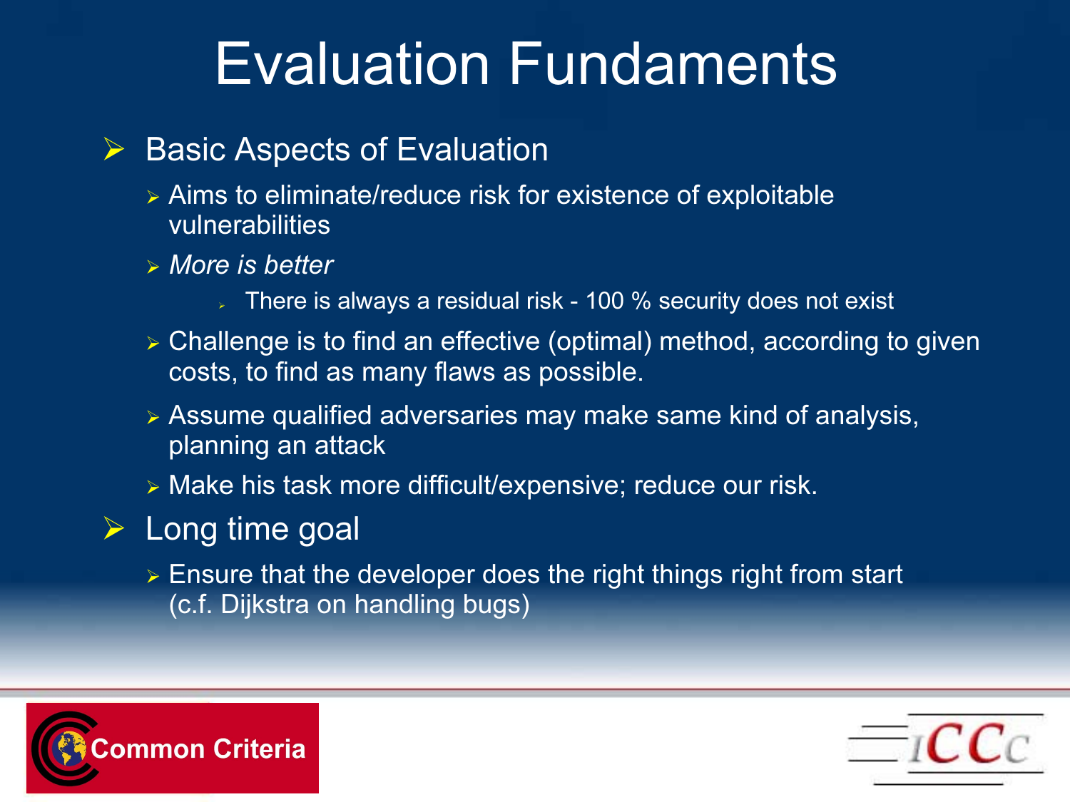# Evaluation Fundaments

- Basic Aspects of Evaluation
  - Aims to eliminate/reduce risk for existence of exploitable vulnerabilities
  - *More is better*
    - There is always a residual risk - 100 % security does not exist
  - Challenge is to find an effective (optimal) method, according to given costs, to find as many flaws as possible.
  - Assume qualified adversaries may make same kind of analysis, planning an attack
  - Make his task more difficult/expensive; reduce our risk.
- Long time goal
  - Ensure that the developer does the right things right from start (c.f. Dijkstra on handling bugs)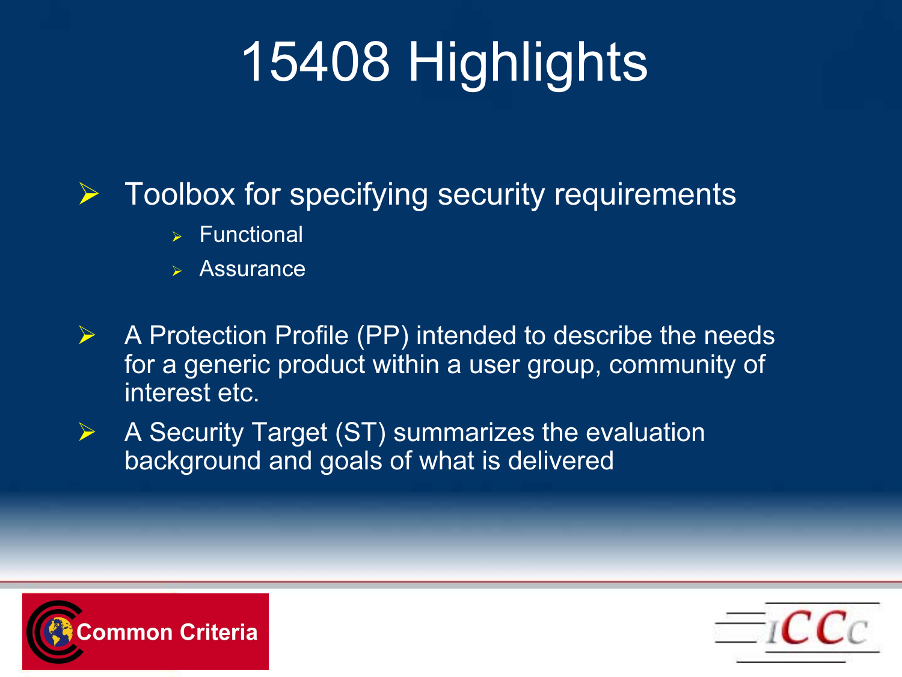# 15408 Highlights

- Toolbox for specifying security requirements
  - Functional
  - Assurance
- A Protection Profile (PP) intended to describe the needs for a generic product within a user group, community of interest etc.
- A Security Target (ST) summarizes the evaluation background and goals of what is delivered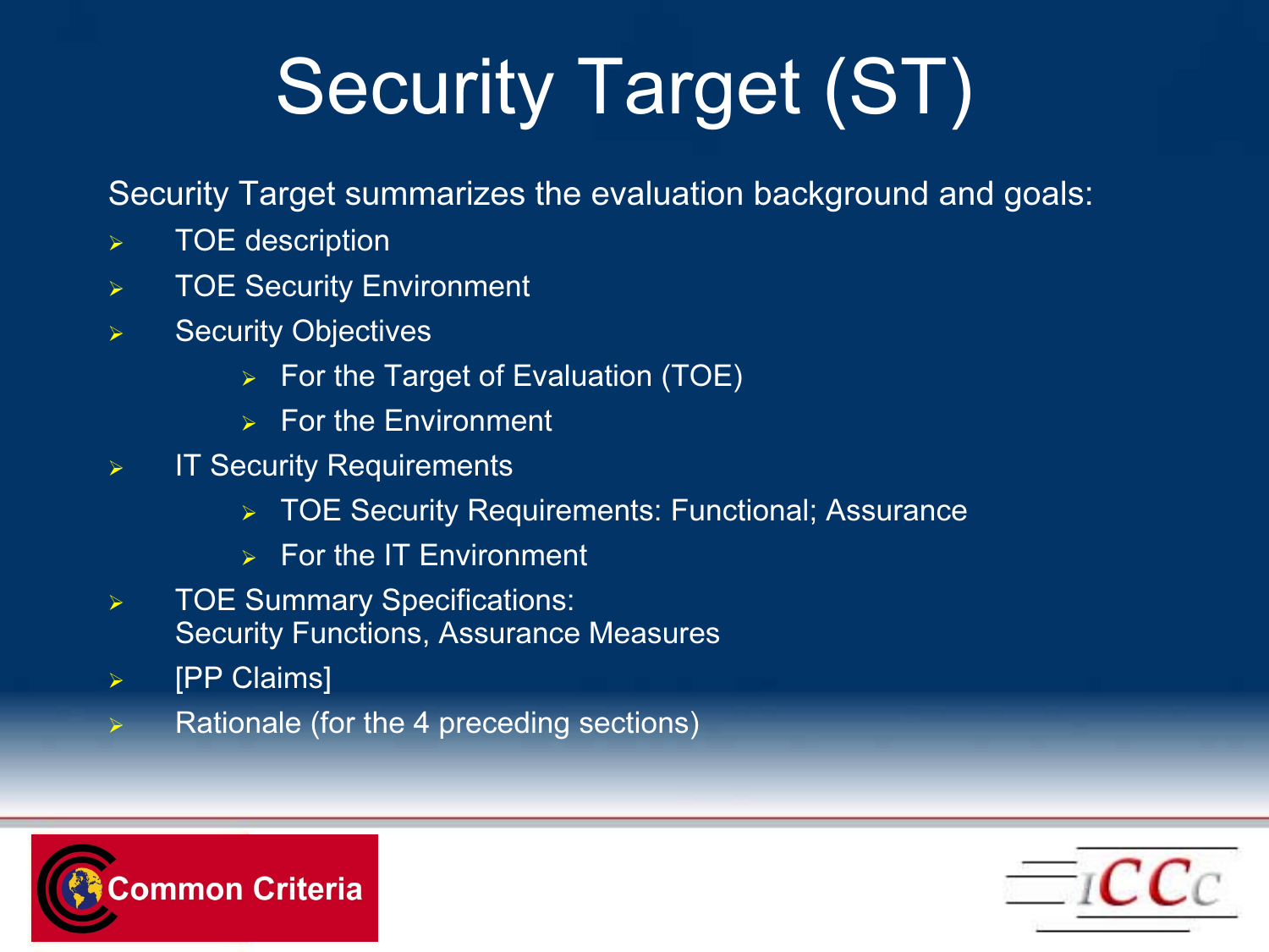# Security Target (ST)

Security Target summarizes the evaluation background and goals:

- TOE description
- TOE Security Environment
- Security Objectives
  - For the Target of Evaluation (TOE)
  - For the Environment
- IT Security Requirements
  - TOE Security Requirements: Functional; Assurance
  - For the IT Environment
- TOE Summary Specifications:
  Security Functions, Assurance Measures
- [PP Claims]
- Rationale (for the 4 preceding sections)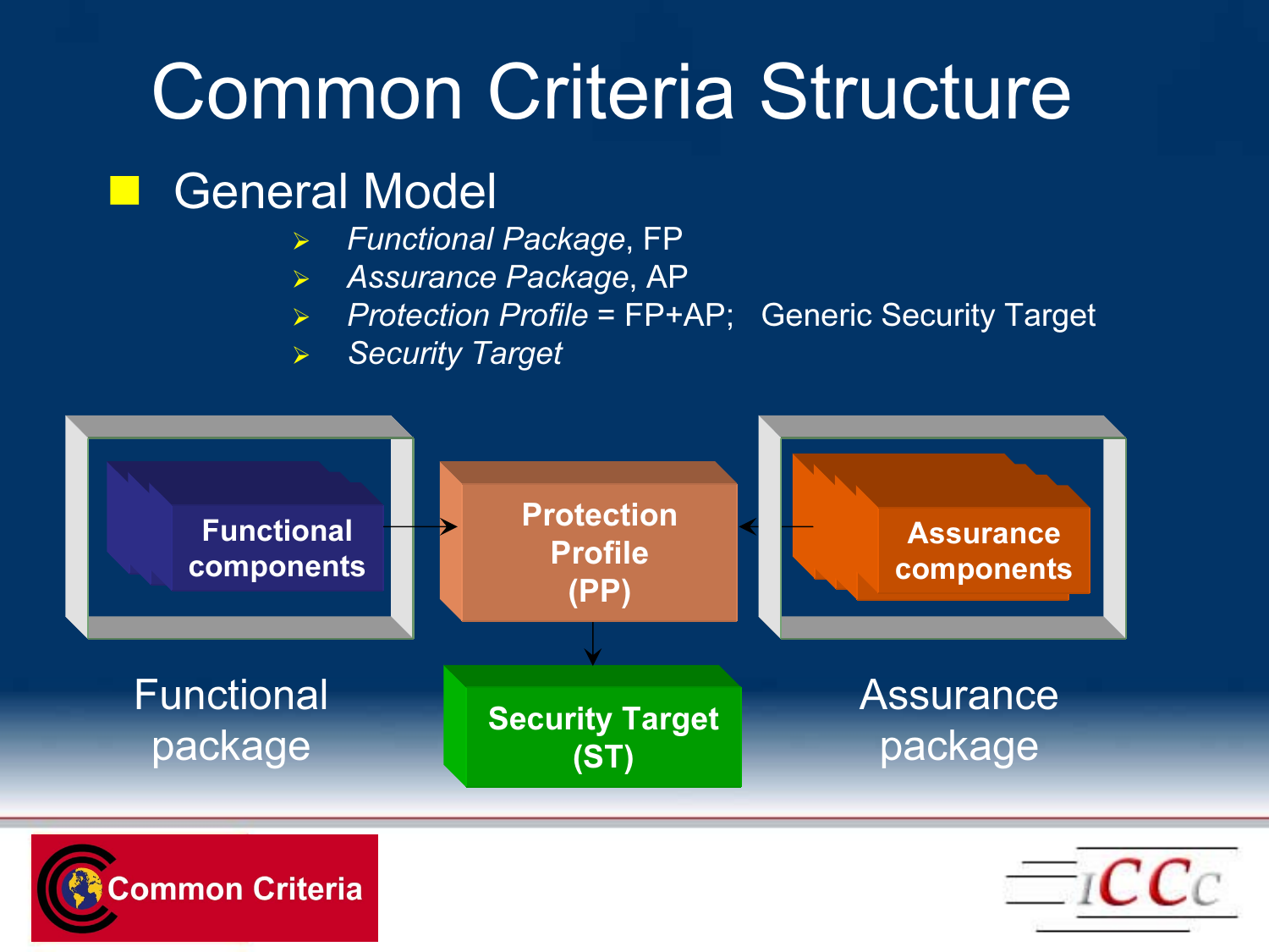# Common Criteria Structure

- General Model
  - *Functional Package*, FP
  - *Assurance Package*, AP
  - *Protection Profile* = FP+AP;   Generic Security Target
  - *Security Target*

**Functional components**

**Protection Profile (PP)**

**Assurance components**

Functional package

**Security Target (ST)**

Assurance package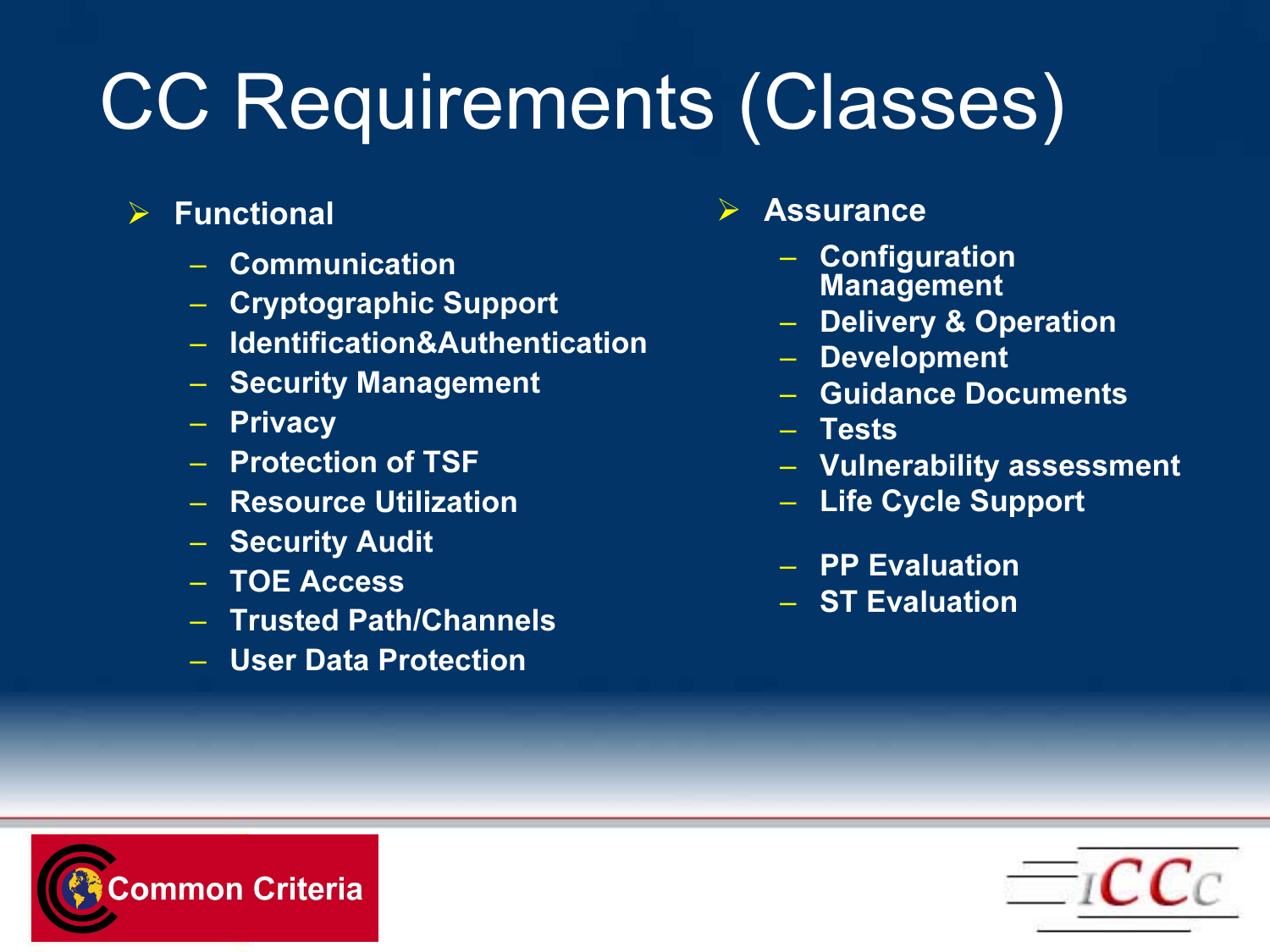# CC Requirements (Classes)

- **Functional**
  - Communication
  - Cryptographic Support
  - Identification&Authentication
  - Security Management
  - Privacy
  - Protection of TSF
  - Resource Utilization
  - Security Audit
  - TOE Access
  - Trusted Path/Channels
  - User Data Protection

- **Assurance**
  - Configuration Management
  - Delivery & Operation
  - Development
  - Guidance Documents
  - Tests
  - Vulnerability assessment
  - Life Cycle Support
  - PP Evaluation
  - ST Evaluation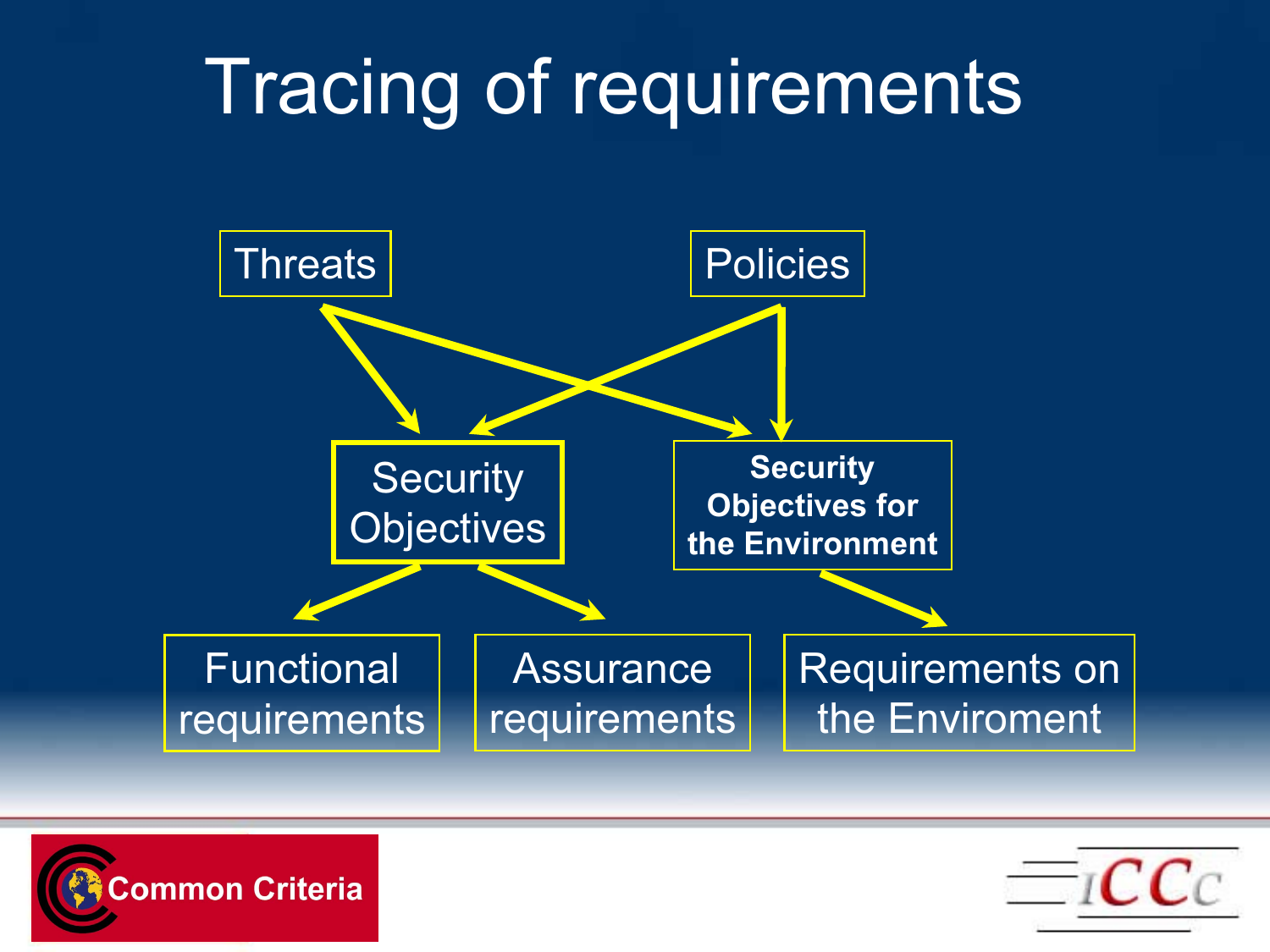# Tracing of requirements

Threats

Policies

Security Objectives

Security Objectives for the Environment

Functional requirements

Assurance requirements

Requirements on the Enviroment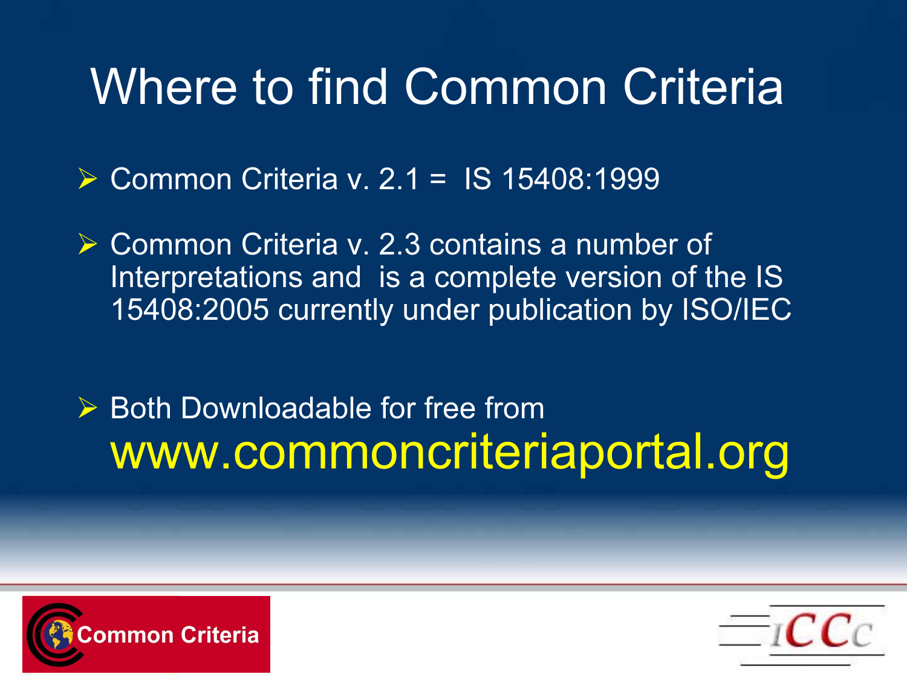# Where to find Common Criteria

- Common Criteria v. 2.1 = IS 15408:1999
- Common Criteria v. 2.3 contains a number of Interpretations and is a complete version of the IS 15408:2005 currently under publication by ISO/IEC
- Both Downloadable for free from www.commoncriteriaportal.org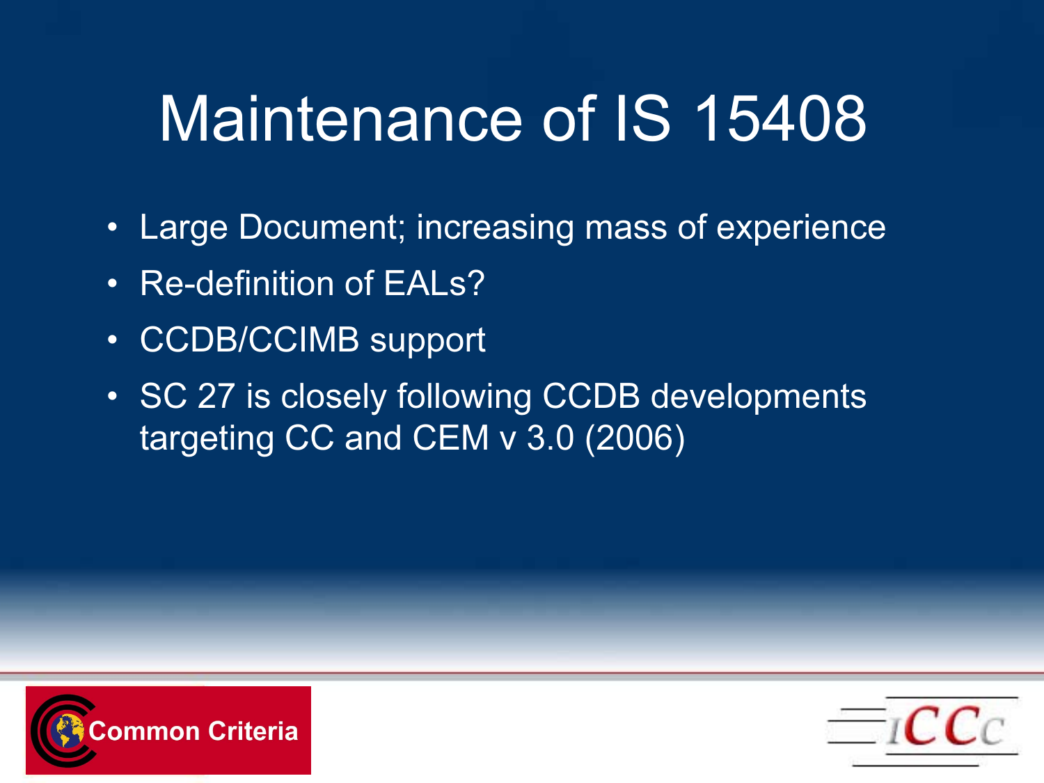# Maintenance of IS 15408

- Large Document; increasing mass of experience
- Re-definition of EALs?
- CCDB/CCIMB support
- SC 27 is closely following CCDB developments targeting CC and CEM v 3.0 (2006)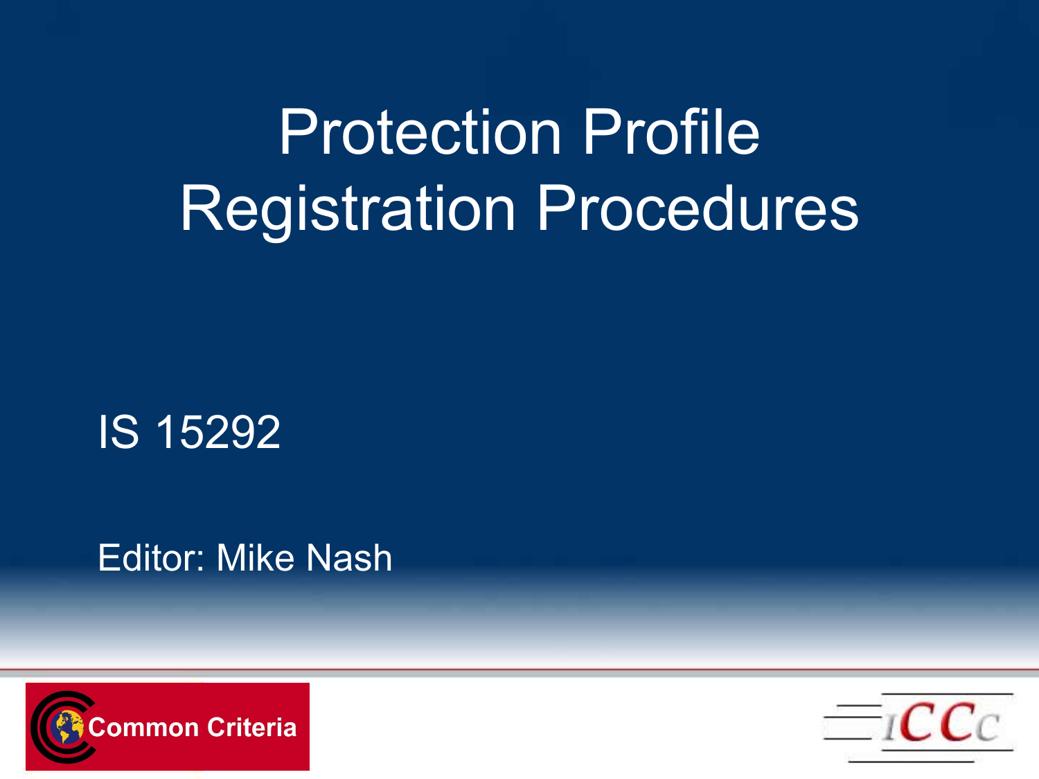# Protection Profile Registration Procedures

IS 15292

Editor: Mike Nash

Common Criteria

ICCC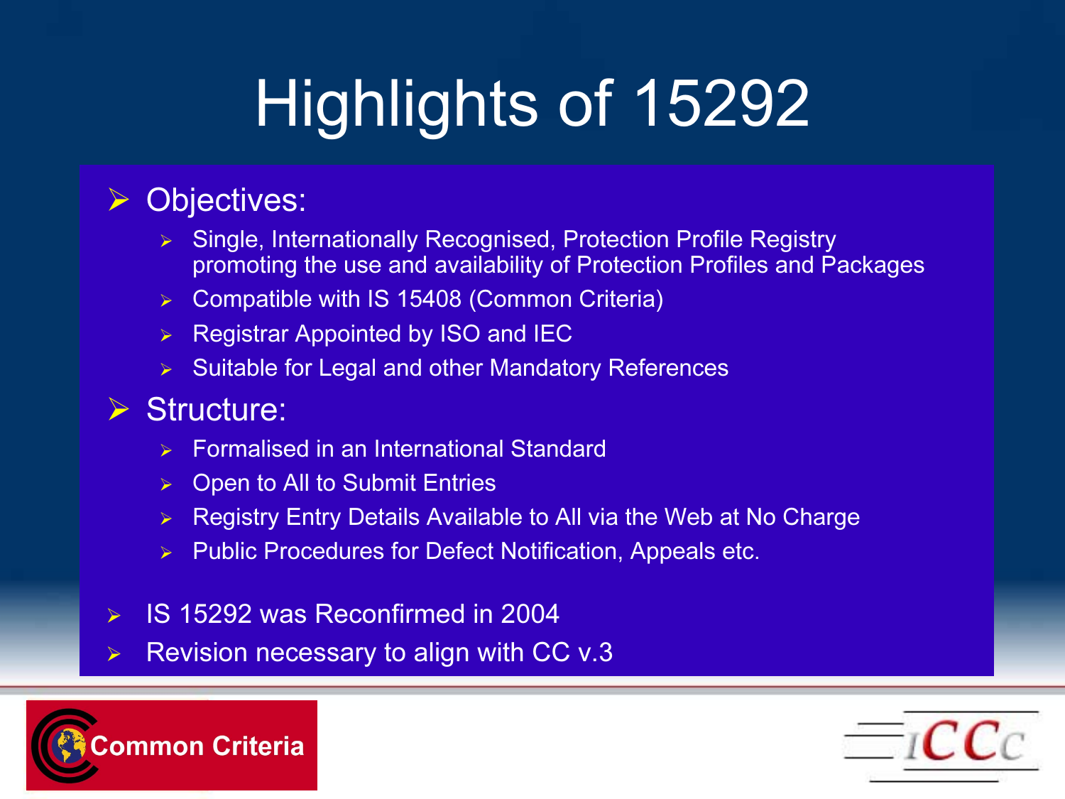# Highlights of 15292

- Objectives:
  - Single, Internationally Recognised, Protection Profile Registry promoting the use and availability of Protection Profiles and Packages
  - Compatible with IS 15408 (Common Criteria)
  - Registrar Appointed by ISO and IEC
  - Suitable for Legal and other Mandatory References
- Structure:
  - Formalised in an International Standard
  - Open to All to Submit Entries
  - Registry Entry Details Available to All via the Web at No Charge
  - Public Procedures for Defect Notification, Appeals etc.
- IS 15292 was Reconfirmed in 2004
- Revision necessary to align with CC v.3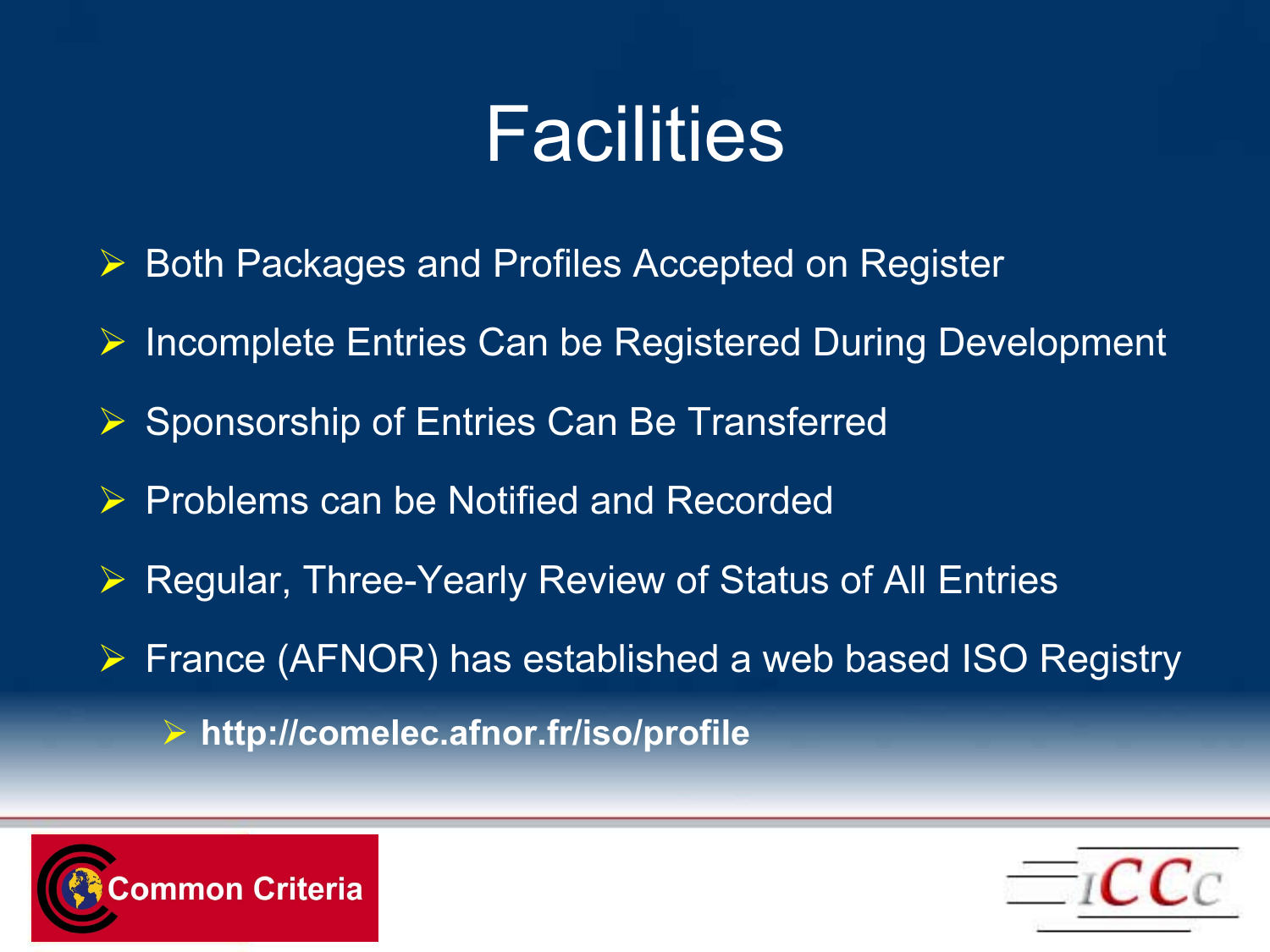# Facilities

- Both Packages and Profiles Accepted on Register
- Incomplete Entries Can be Registered During Development
- Sponsorship of Entries Can Be Transferred
- Problems can be Notified and Recorded
- Regular, Three-Yearly Review of Status of All Entries
- France (AFNOR) has established a web based ISO Registry
  - **http://comelec.afnor.fr/iso/profile**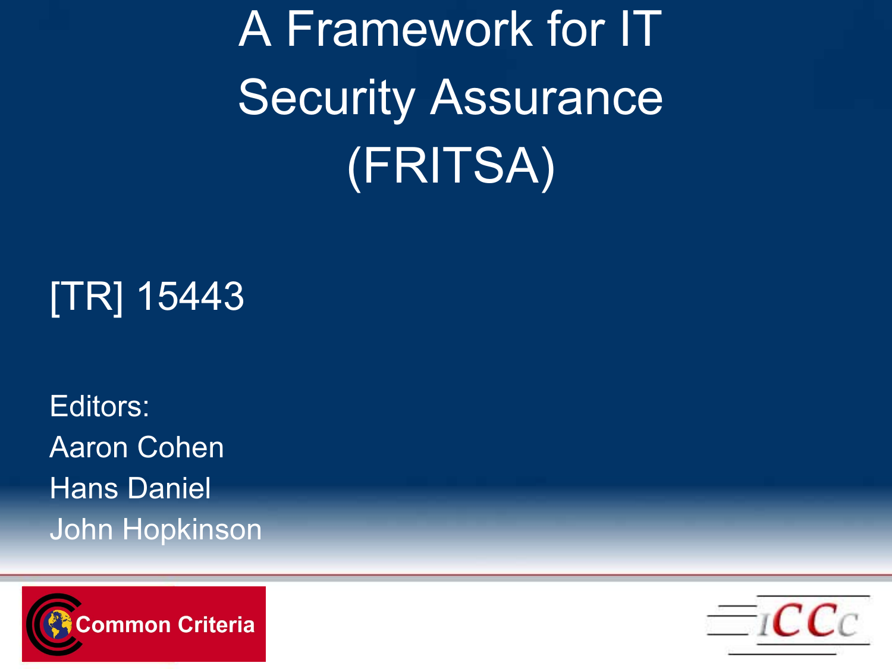# A Framework for IT Security Assurance (FRITSA)

[TR] 15443

Editors:
Aaron Cohen
Hans Daniel
John Hopkinson

Common Criteria

ICCC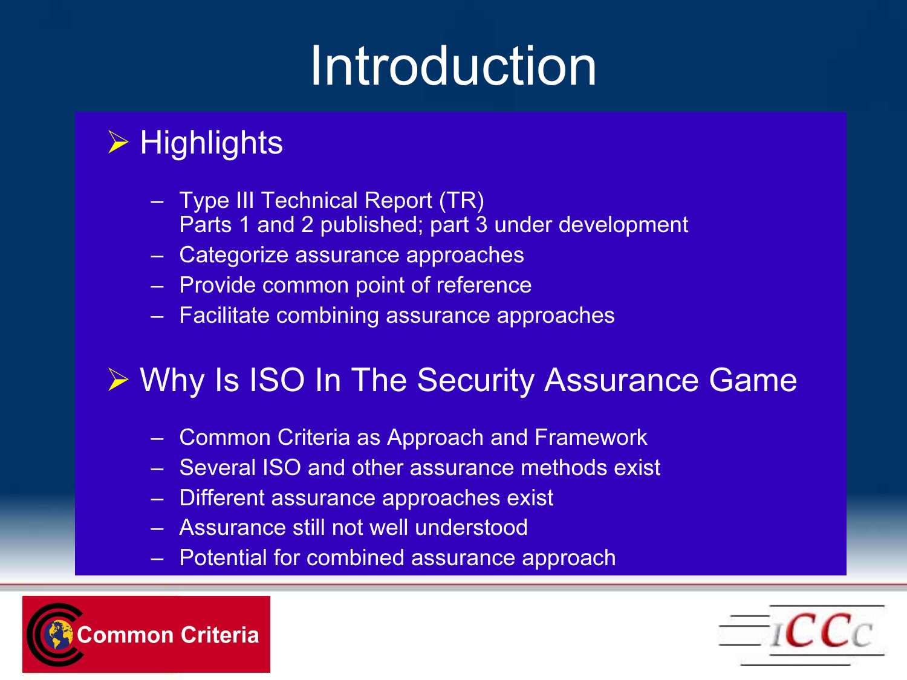# Introduction

- **Highlights**
  - Type III Technical Report (TR)
    Parts 1 and 2 published; part 3 under development
  - Categorize assurance approaches
  - Provide common point of reference
  - Facilitate combining assurance approaches

- **Why Is ISO In The Security Assurance Game**
  - Common Criteria as Approach and Framework
  - Several ISO and other assurance methods exist
  - Different assurance approaches exist
  - Assurance still not well understood
  - Potential for combined assurance approach

Common Criteria

ICCC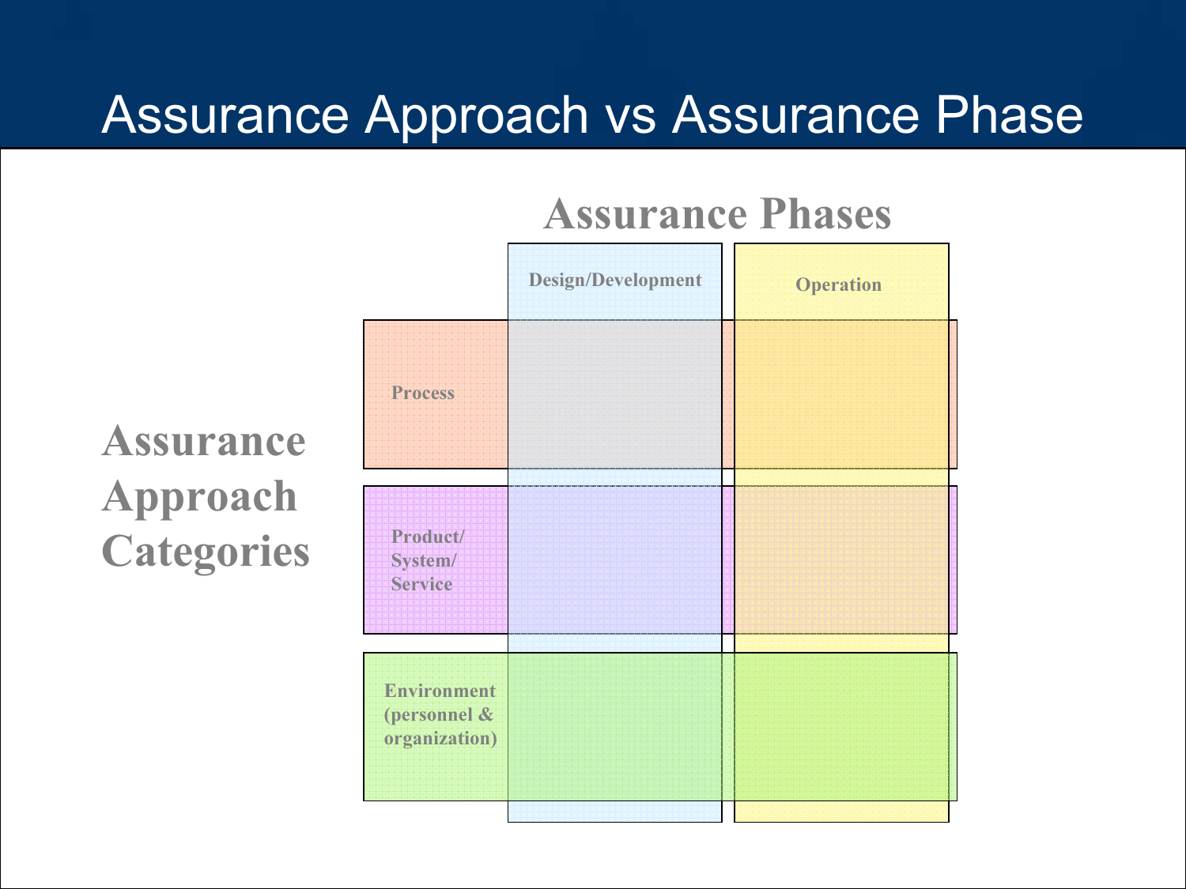# Assurance Approach vs Assurance Phase

**Assurance Phases**

**Assurance Approach Categories**

| | Design/Development | Operation |
|---|---|---|
| Process | | |
| Product/ System/ Service | | |
| Environment (personnel & organization) | | |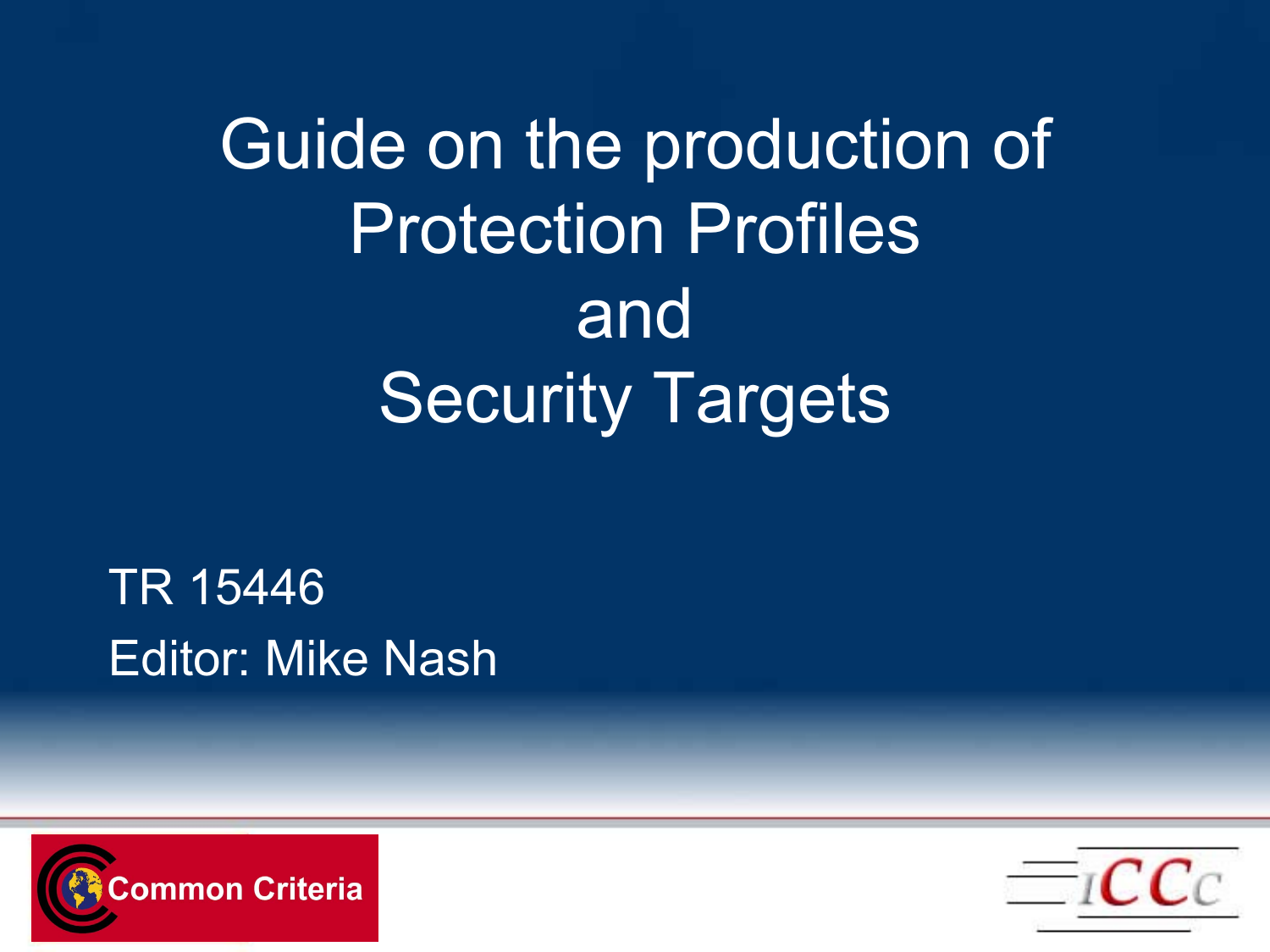# Guide on the production of Protection Profiles and Security Targets

TR 15446

Editor: Mike Nash

Common Criteria

ICCC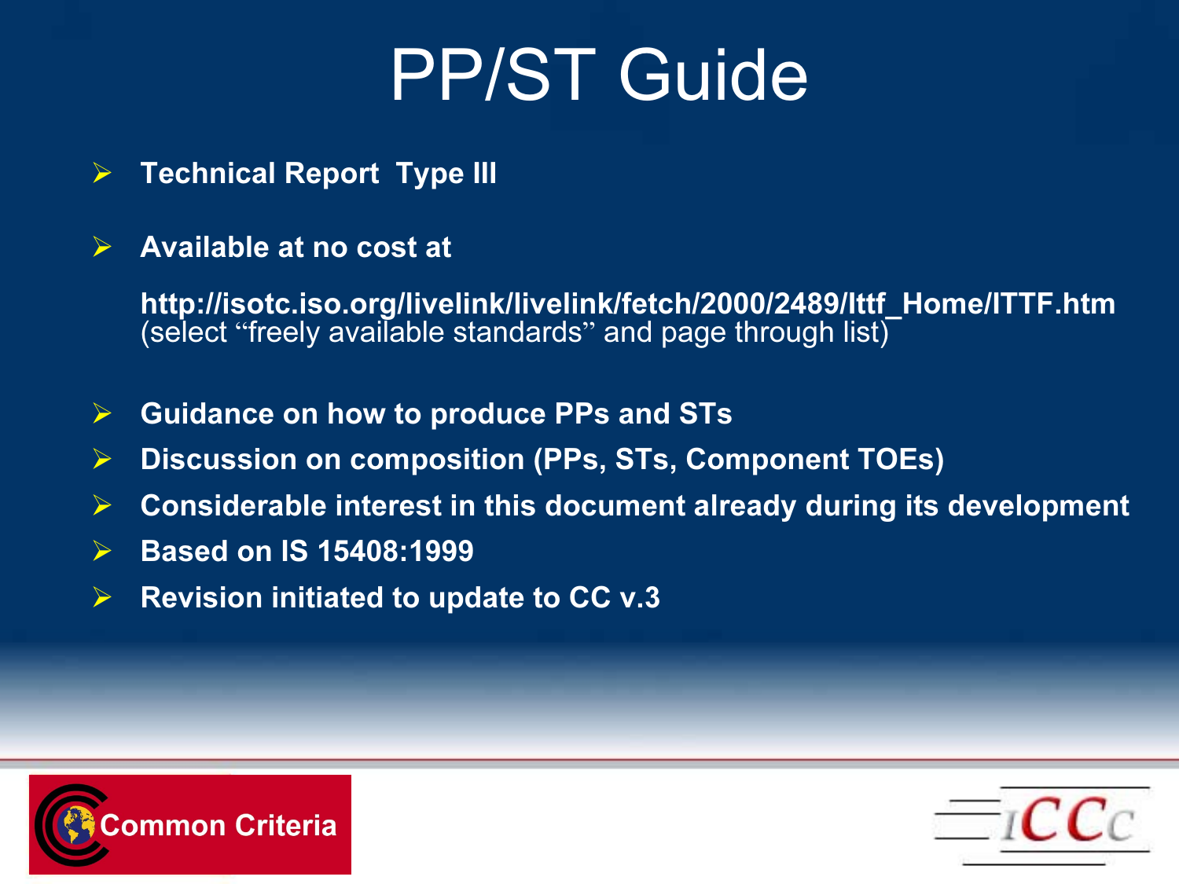# PP/ST Guide

- **Technical Report Type III**
- **Available at no cost at**

  **http://isotc.iso.org/livelink/livelink/fetch/2000/2489/Ittf_Home/ITTF.htm**
  (select “freely available standards” and page through list)

- **Guidance on how to produce PPs and STs**
- **Discussion on composition (PPs, STs, Component TOEs)**
- **Considerable interest in this document already during its development**
- **Based on IS 15408:1999**
- **Revision initiated to update to CC v.3**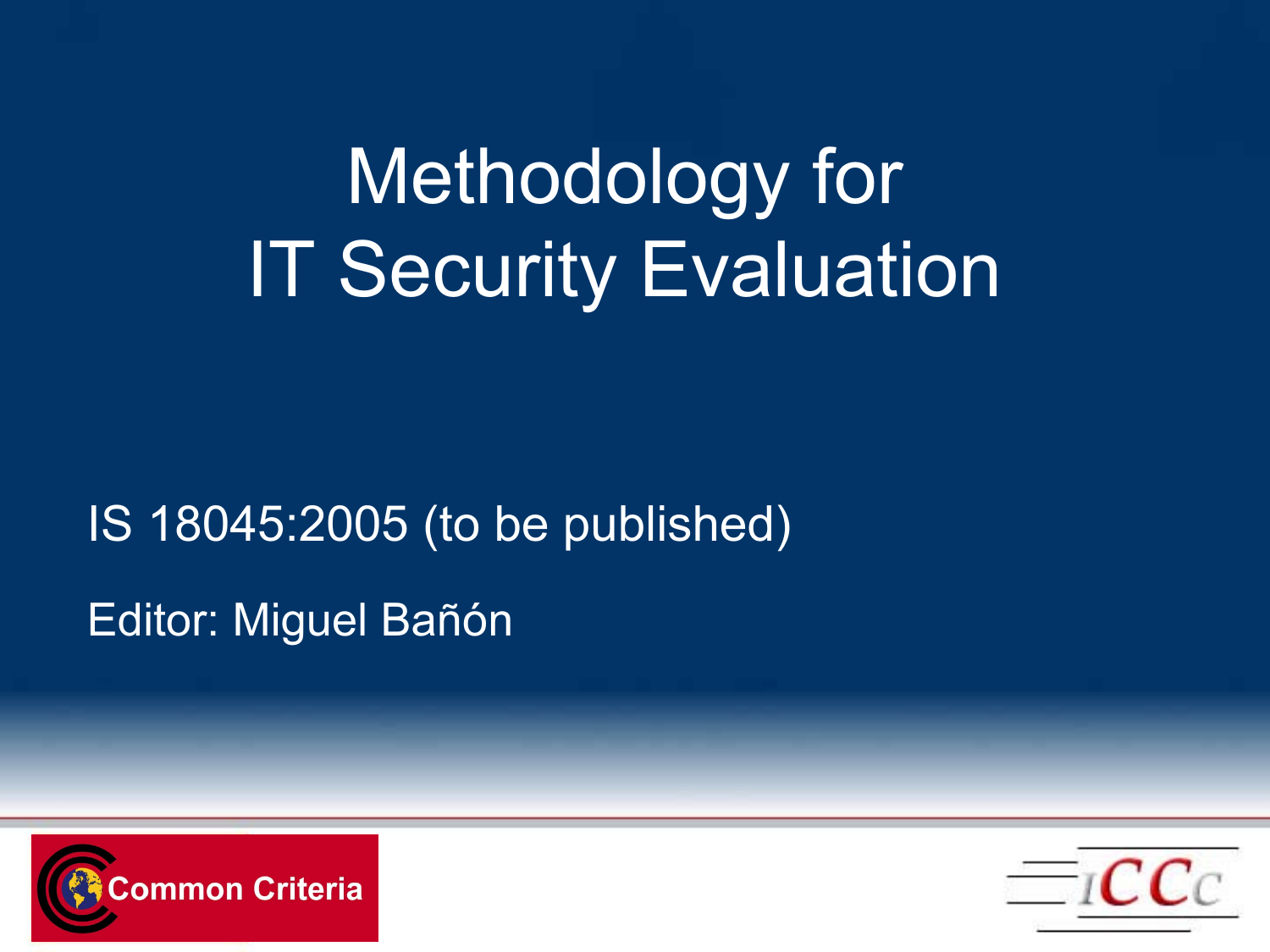# Methodology for IT Security Evaluation

IS 18045:2005 (to be published)

Editor: Miguel Bañón

Common Criteria

ICCC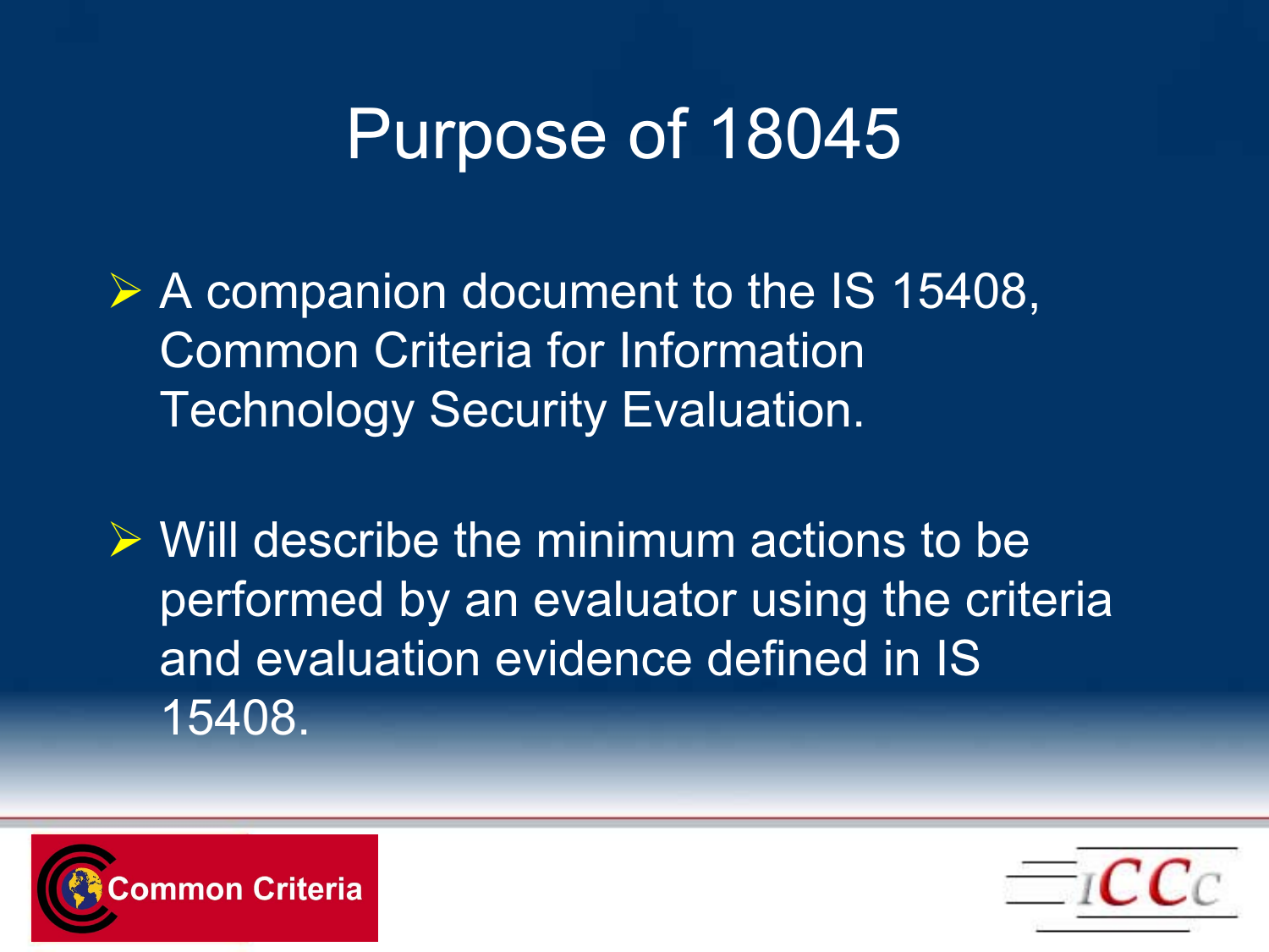# Purpose of 18045

- A companion document to the IS 15408, Common Criteria for Information Technology Security Evaluation.
- Will describe the minimum actions to be performed by an evaluator using the criteria and evaluation evidence defined in IS 15408.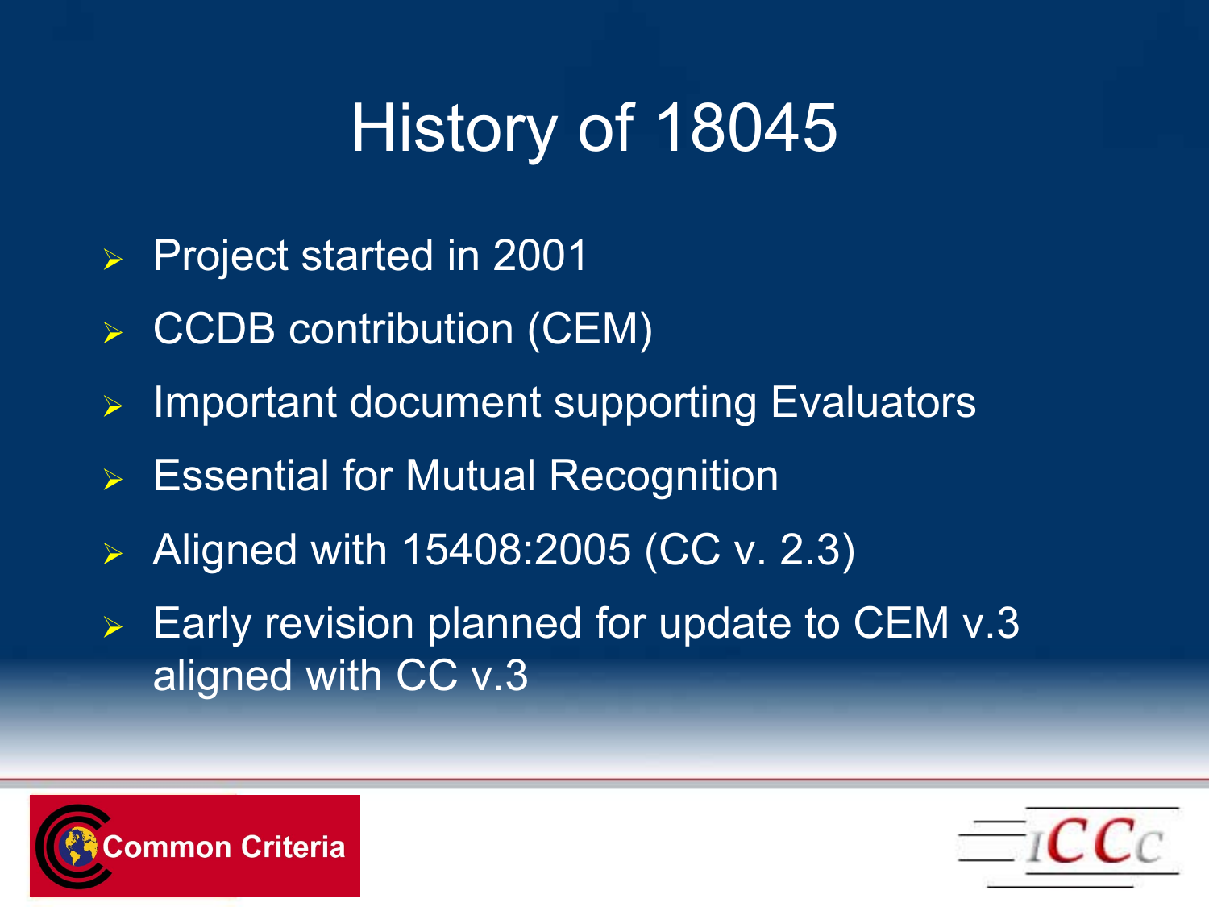# History of 18045

- Project started in 2001
- CCDB contribution (CEM)
- Important document supporting Evaluators
- Essential for Mutual Recognition
- Aligned with 15408:2005 (CC v. 2.3)
- Early revision planned for update to CEM v.3 aligned with CC v.3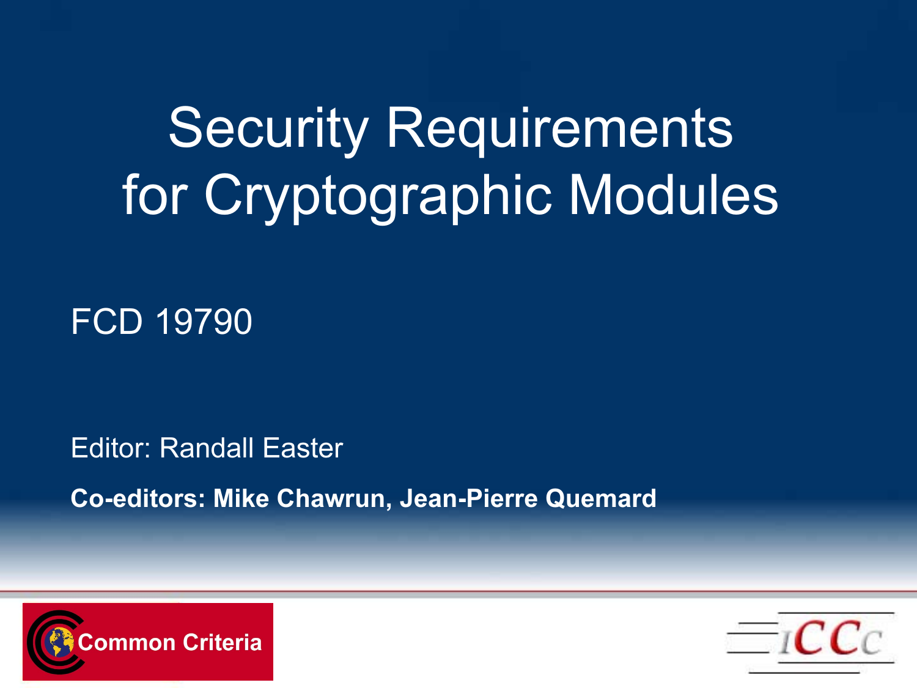# Security Requirements for Cryptographic Modules

FCD 19790

Editor: Randall Easter

**Co-editors: Mike Chawrun, Jean-Pierre Quemard**

Common Criteria

ICCC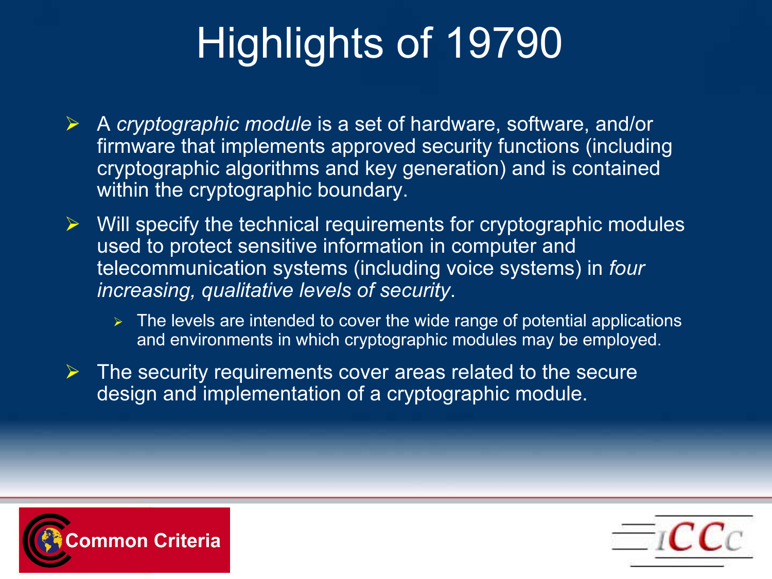# Highlights of 19790

- A *cryptographic module* is a set of hardware, software, and/or firmware that implements approved security functions (including cryptographic algorithms and key generation) and is contained within the cryptographic boundary.
- Will specify the technical requirements for cryptographic modules used to protect sensitive information in computer and telecommunication systems (including voice systems) in *four increasing, qualitative levels of security*.
  - The levels are intended to cover the wide range of potential applications and environments in which cryptographic modules may be employed.
- The security requirements cover areas related to the secure design and implementation of a cryptographic module.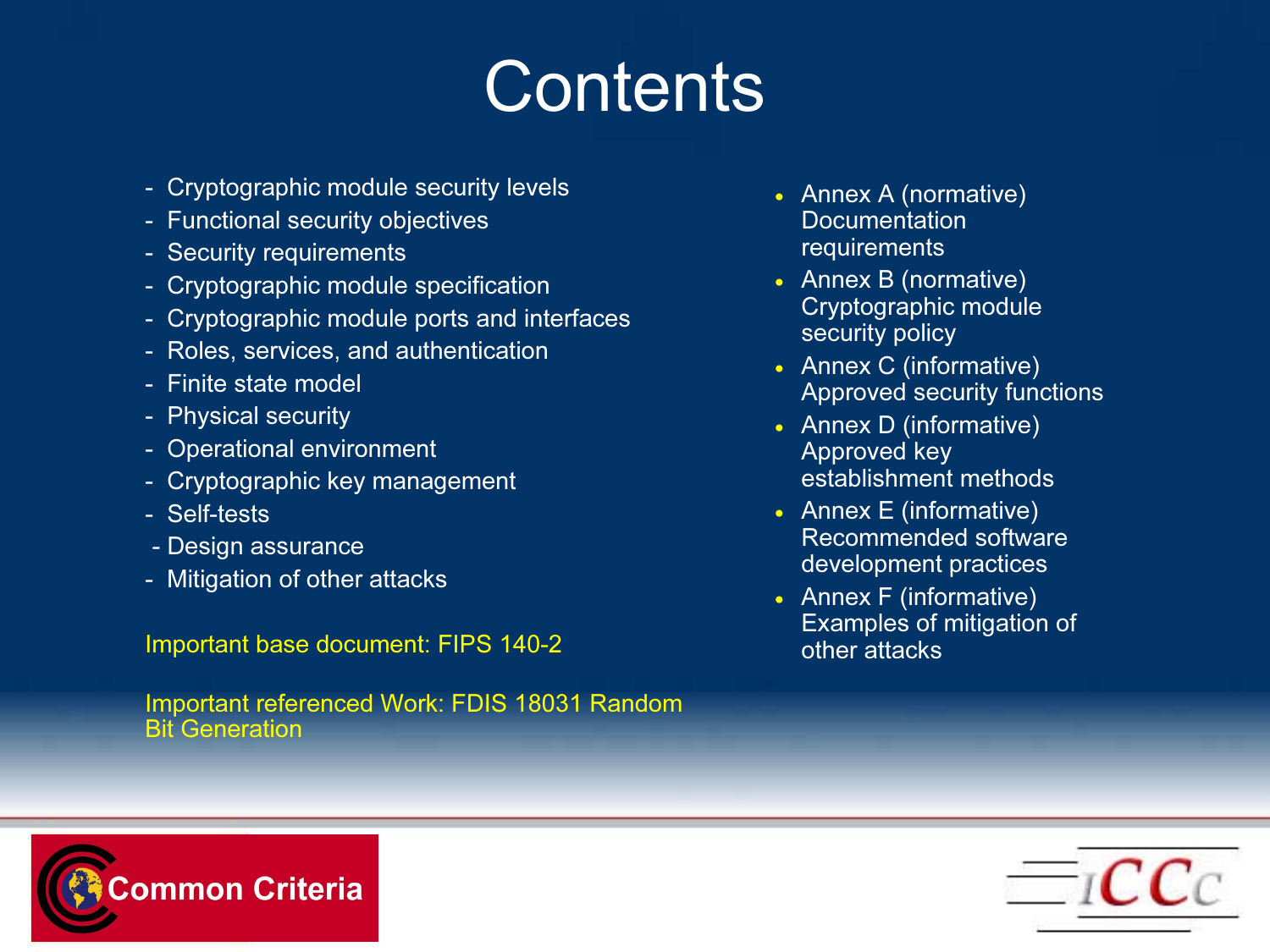# Contents

- Cryptographic module security levels
- Functional security objectives
- Security requirements
- Cryptographic module specification
- Cryptographic module ports and interfaces
- Roles, services, and authentication
- Finite state model
- Physical security
- Operational environment
- Cryptographic key management
- Self-tests
- Design assurance
- Mitigation of other attacks

Important base document: FIPS 140-2

Important referenced Work: FDIS 18031 Random Bit Generation

- Annex A (normative) Documentation requirements
- Annex B (normative) Cryptographic module security policy
- Annex C (informative) Approved security functions
- Annex D (informative) Approved key establishment methods
- Annex E (informative) Recommended software development practices
- Annex F (informative) Examples of mitigation of other attacks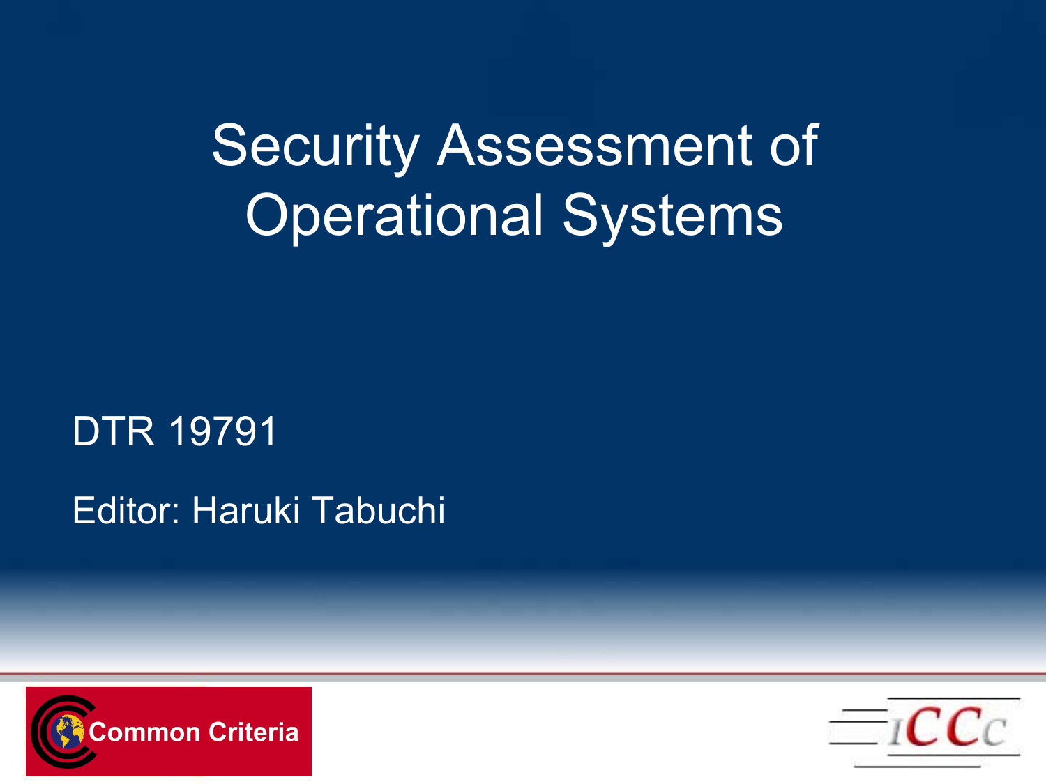# Security Assessment of Operational Systems

DTR 19791

Editor: Haruki Tabuchi

Common Criteria

ICCC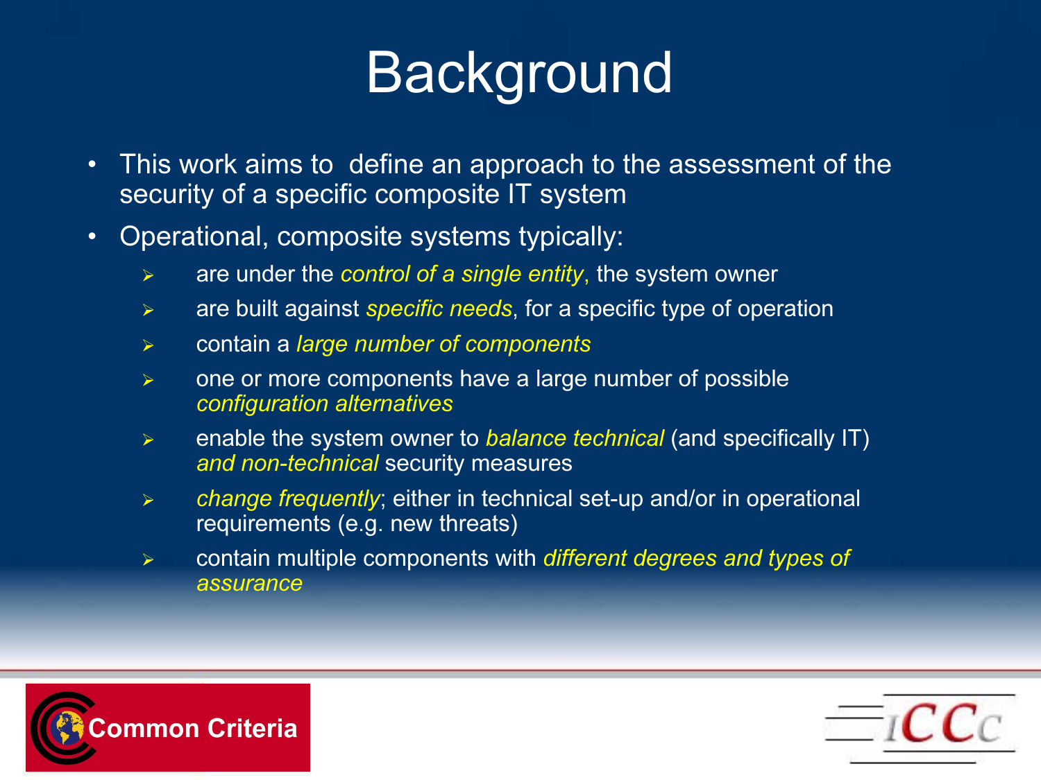# Background

- This work aims to define an approach to the assessment of the security of a specific composite IT system
- Operational, composite systems typically:
  - are under the *control of a single entity*, the system owner
  - are built against *specific needs*, for a specific type of operation
  - contain a *large number of components*
  - one or more components have a large number of possible *configuration alternatives*
  - enable the system owner to *balance technical* (and specifically IT) *and non-technical* security measures
  - *change frequently*; either in technical set-up and/or in operational requirements (e.g. new threats)
  - contain multiple components with *different degrees and types of assurance*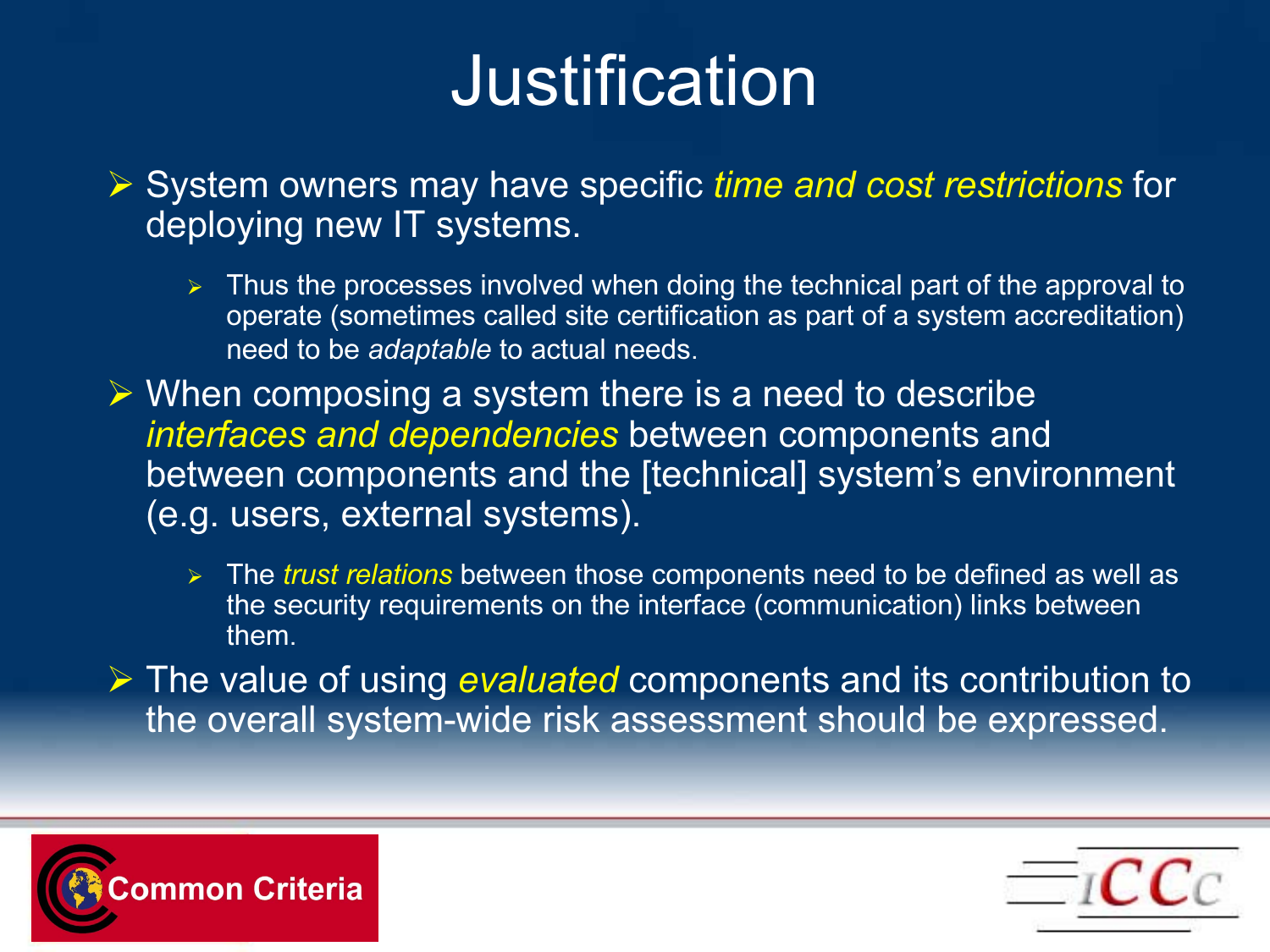# Justification

- System owners may have specific *time and cost restrictions* for deploying new IT systems.
  - Thus the processes involved when doing the technical part of the approval to operate (sometimes called site certification as part of a system accreditation) need to be *adaptable* to actual needs.
- When composing a system there is a need to describe *interfaces and dependencies* between components and between components and the [technical] system's environment (e.g. users, external systems).
  - The *trust relations* between those components need to be defined as well as the security requirements on the interface (communication) links between them.
- The value of using *evaluated* components and its contribution to the overall system-wide risk assessment should be expressed.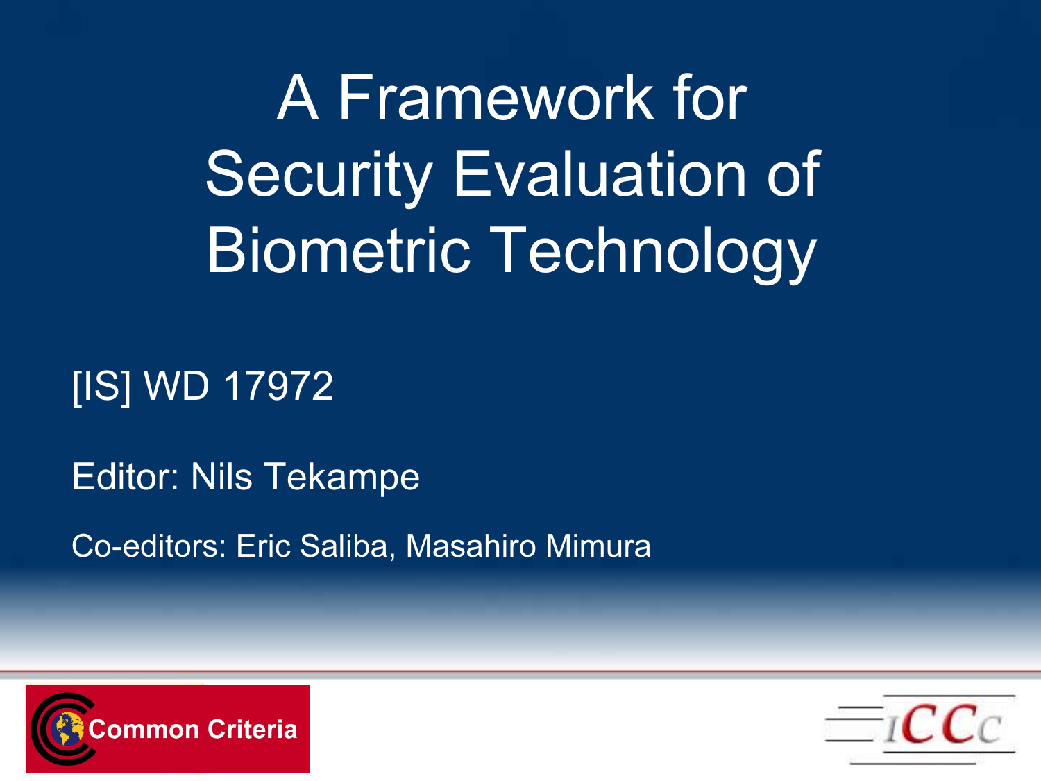# A Framework for Security Evaluation of Biometric Technology

[IS] WD 17972

Editor: Nils Tekampe

Co-editors: Eric Saliba, Masahiro Mimura

Common Criteria

ICCC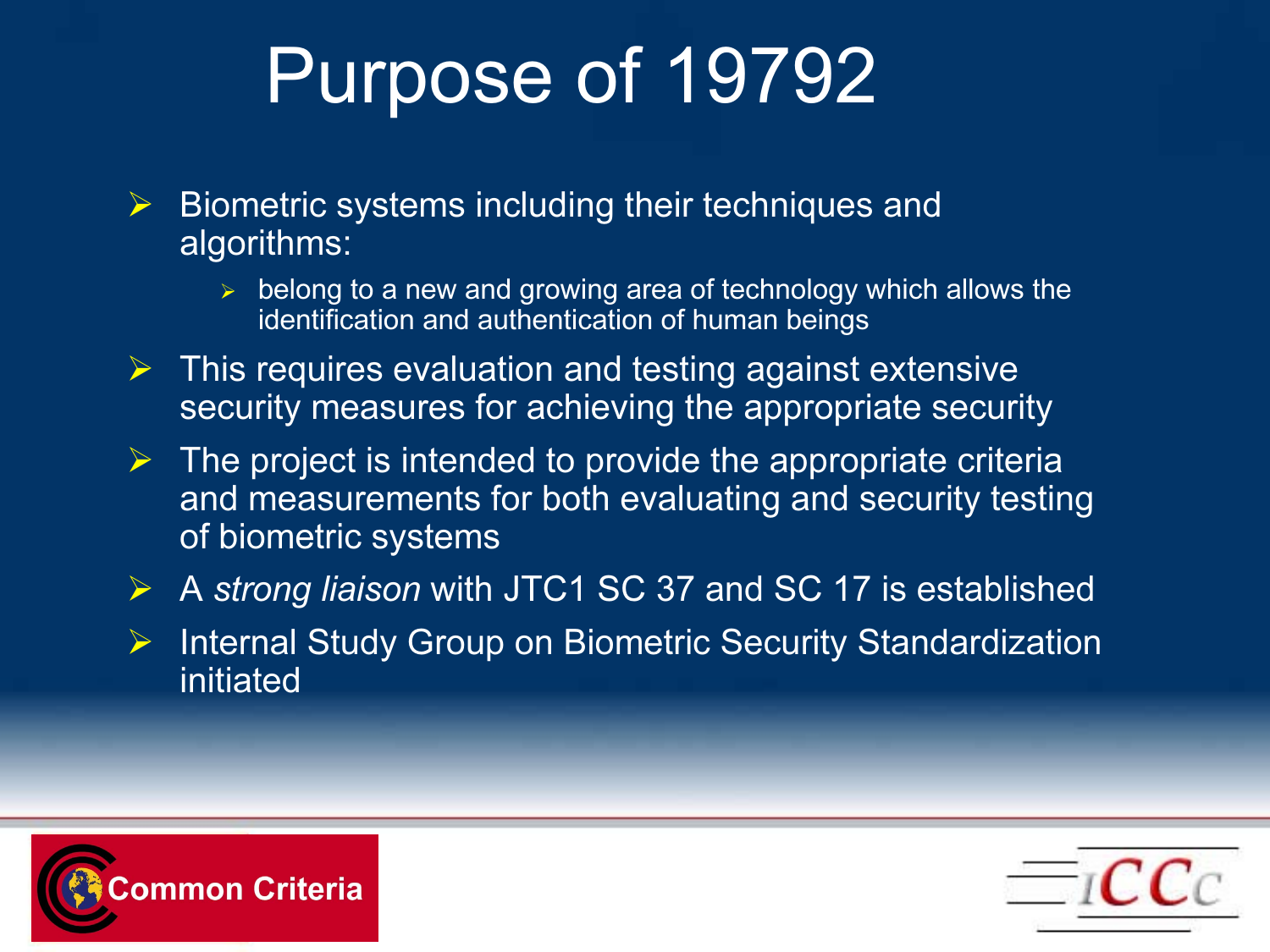# Purpose of 19792

- Biometric systems including their techniques and algorithms:
  - belong to a new and growing area of technology which allows the identification and authentication of human beings
- This requires evaluation and testing against extensive security measures for achieving the appropriate security
- The project is intended to provide the appropriate criteria and measurements for both evaluating and security testing of biometric systems
- A *strong liaison* with JTC1 SC 37 and SC 17 is established
- Internal Study Group on Biometric Security Standardization initiated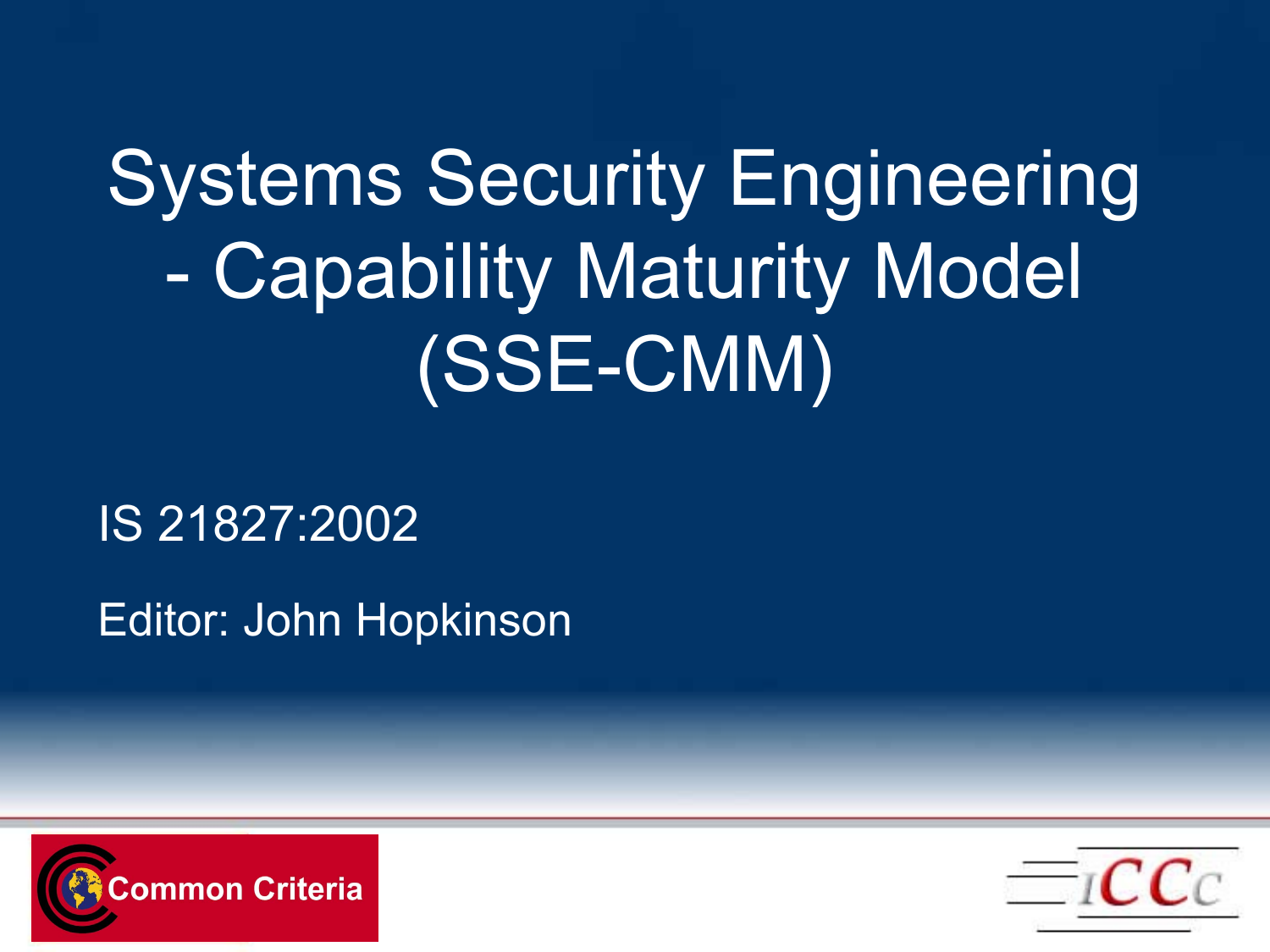# Systems Security Engineering - Capability Maturity Model (SSE-CMM)

IS 21827:2002

Editor: John Hopkinson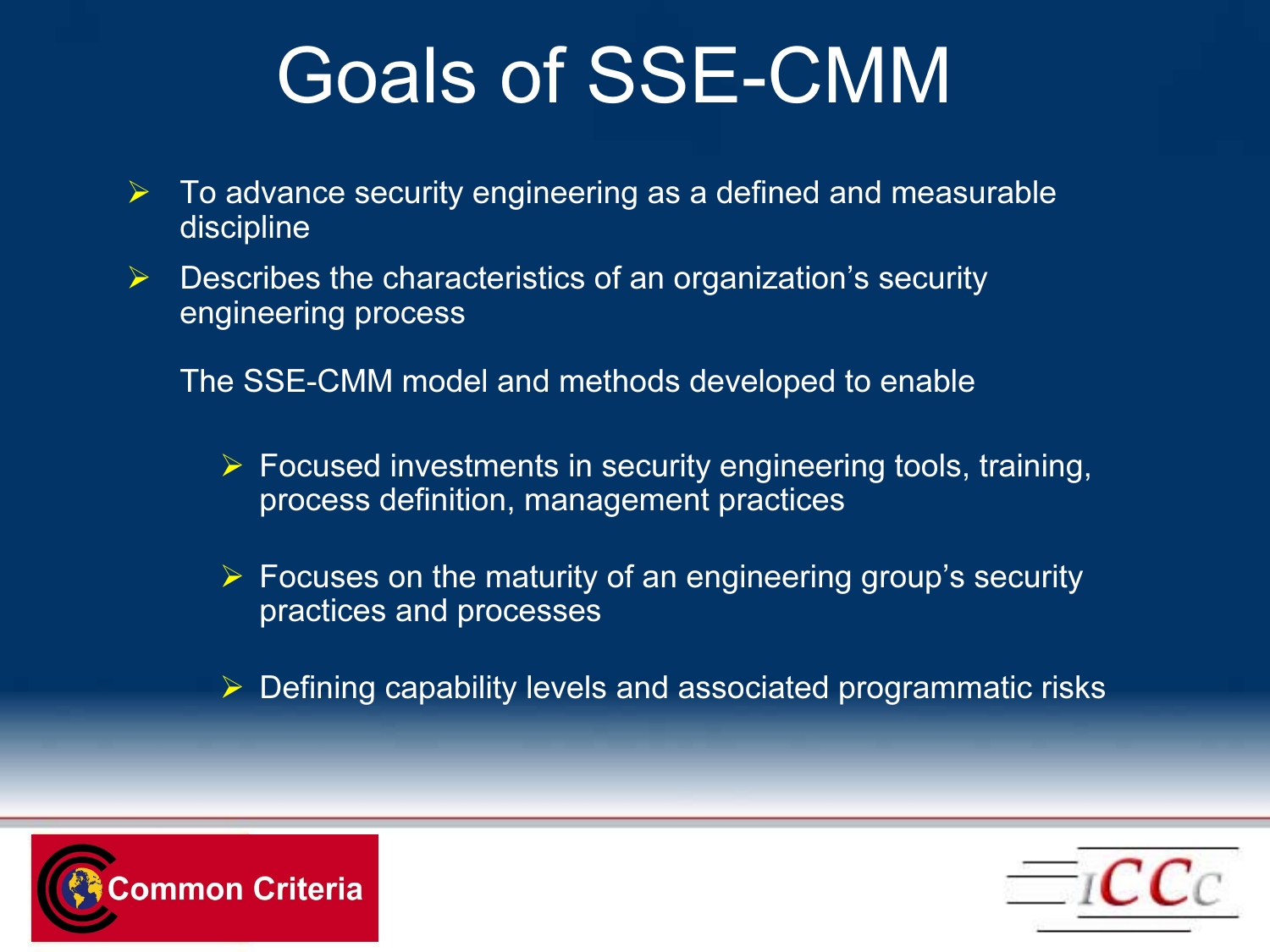# Goals of SSE-CMM

- To advance security engineering as a defined and measurable discipline
- Describes the characteristics of an organization's security engineering process

The SSE-CMM model and methods developed to enable

- Focused investments in security engineering tools, training, process definition, management practices
- Focuses on the maturity of an engineering group's security practices and processes
- Defining capability levels and associated programmatic risks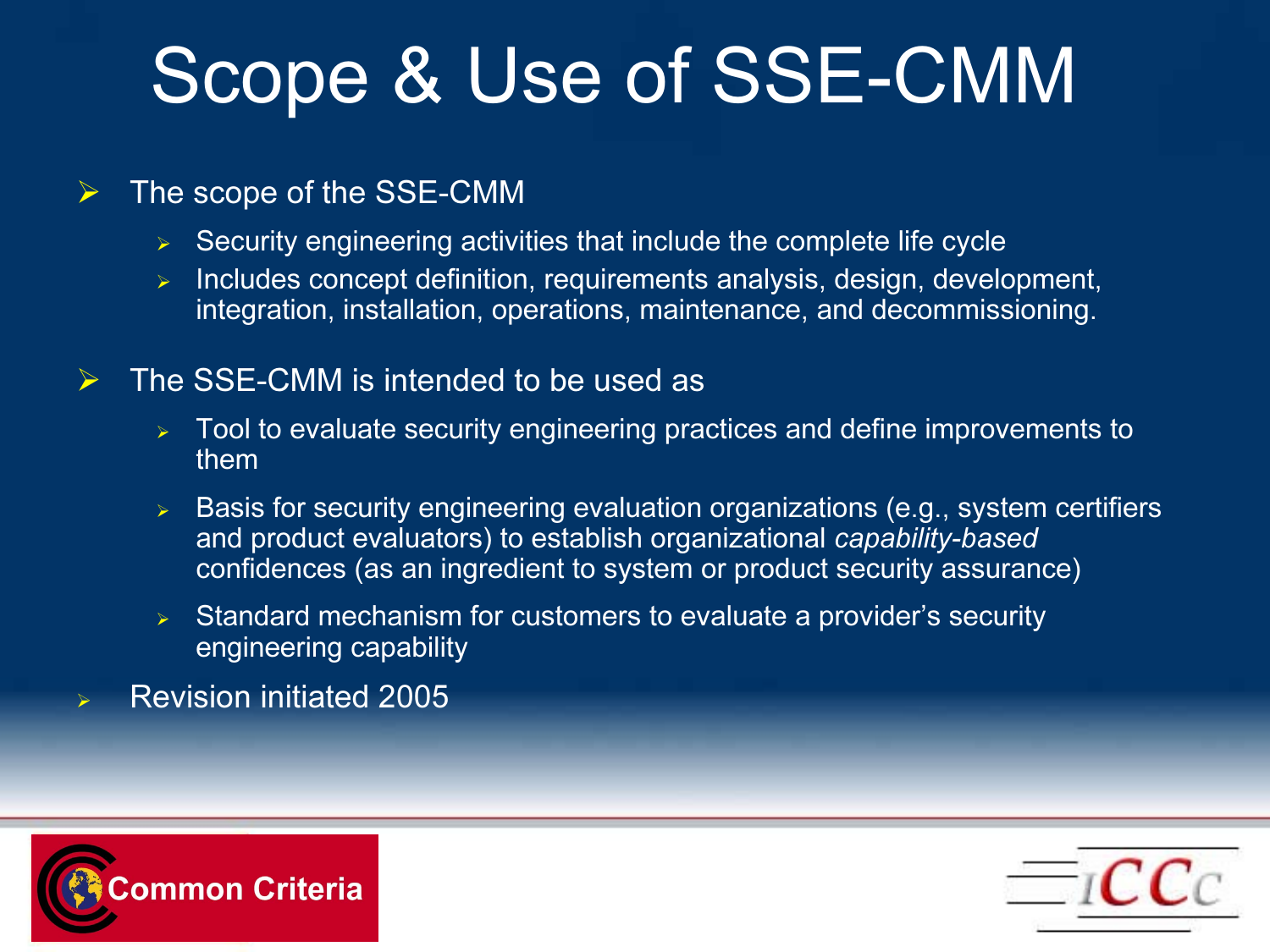# Scope & Use of SSE-CMM

- The scope of the SSE-CMM
  - Security engineering activities that include the complete life cycle
  - Includes concept definition, requirements analysis, design, development, integration, installation, operations, maintenance, and decommissioning.
- The SSE-CMM is intended to be used as
  - Tool to evaluate security engineering practices and define improvements to them
  - Basis for security engineering evaluation organizations (e.g., system certifiers and product evaluators) to establish organizational *capability-based* confidences (as an ingredient to system or product security assurance)
  - Standard mechanism for customers to evaluate a provider's security engineering capability
- Revision initiated 2005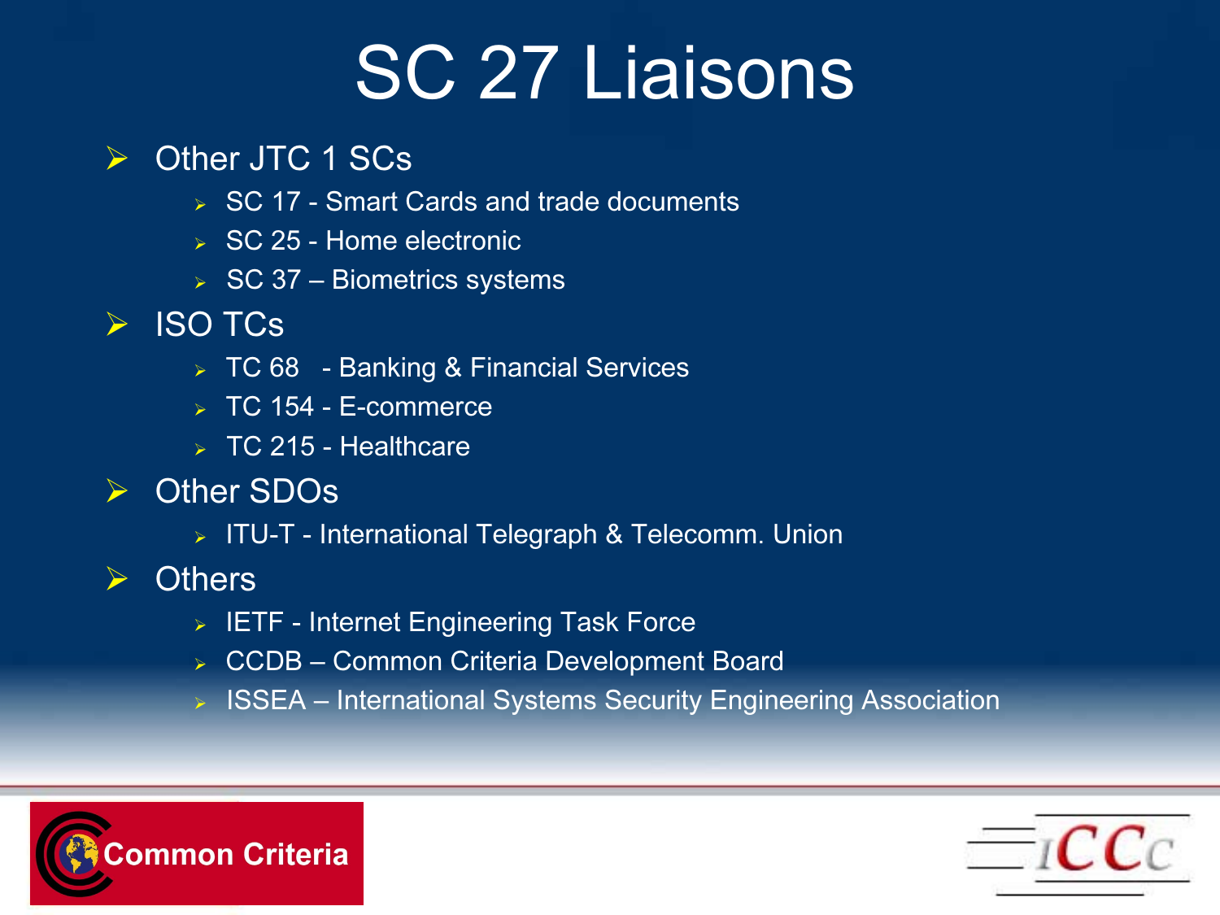# SC 27 Liaisons

- Other JTC 1 SCs
  - SC 17 - Smart Cards and trade documents
  - SC 25 - Home electronic
  - SC 37 – Biometrics systems
- ISO TCs
  - TC 68 - Banking & Financial Services
  - TC 154 - E-commerce
  - TC 215 - Healthcare
- Other SDOs
  - ITU-T - International Telegraph & Telecomm. Union
- Others
  - IETF - Internet Engineering Task Force
  - CCDB – Common Criteria Development Board
  - ISSEA – International Systems Security Engineering Association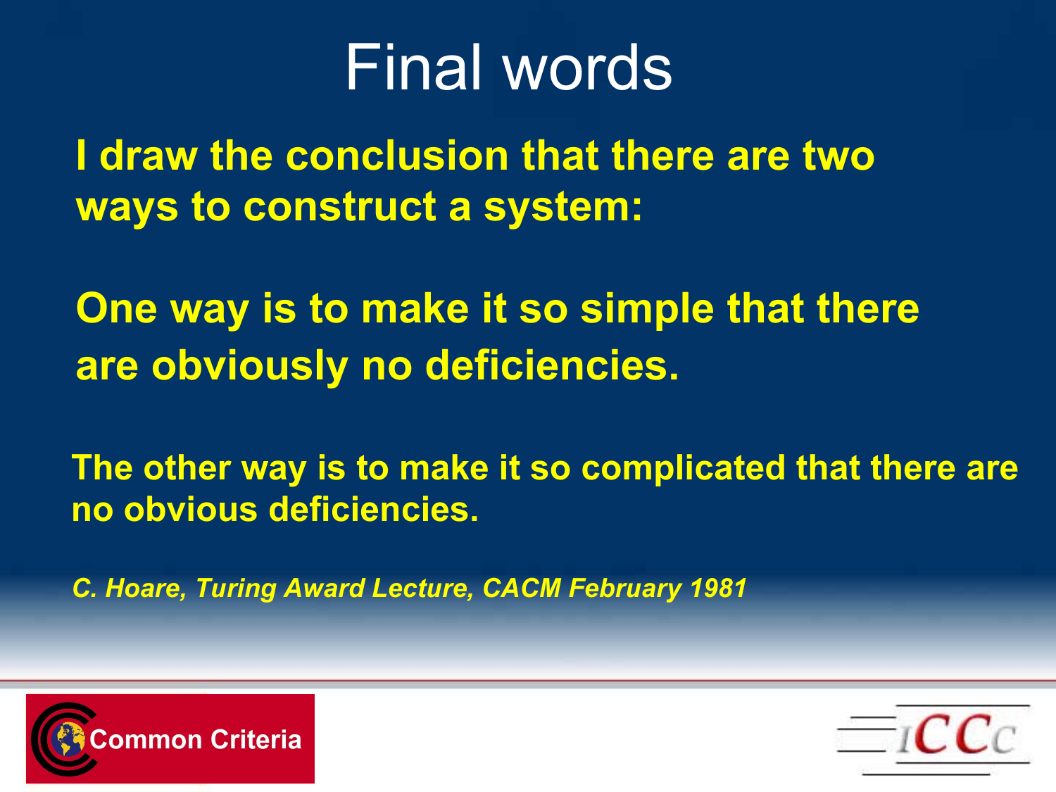# Final words

**I draw the conclusion that there are two ways to construct a system:**

**One way is to make it so simple that there are obviously no deficiencies.**

**The other way is to make it so complicated that there are no obvious deficiencies.**

***C. Hoare, Turing Award Lecture, CACM February 1981***

Common Criteria

ICCC